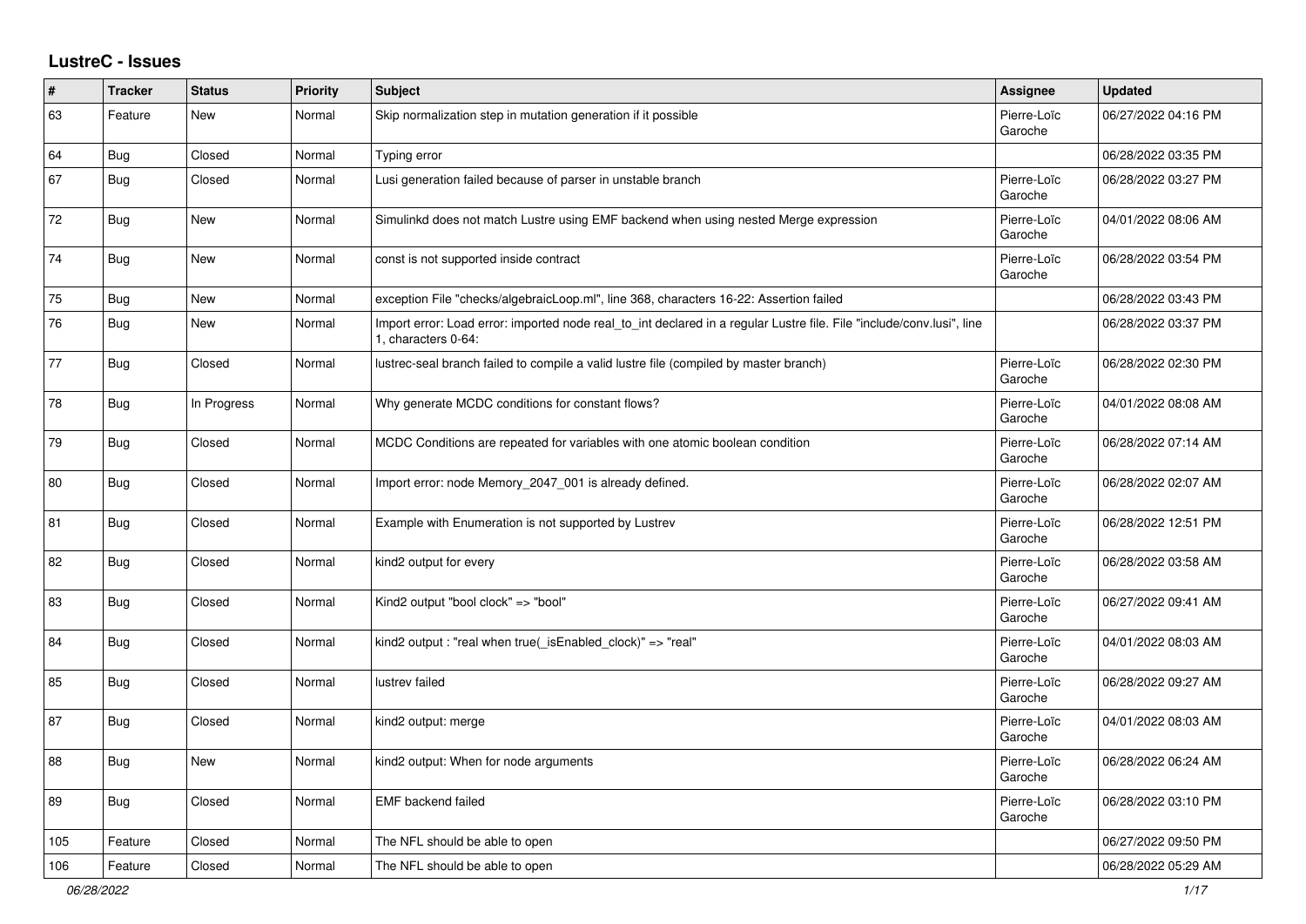# LustreC - Issues

| # | Tracker | Status | Priority | Subject | Assignee | Updated |
|---|---|---|---|---|---|---|
| 63 | Feature | New | Normal | Skip normalization step in mutation generation if it possible | Pierre-Loïc Garoche | 06/27/2022 04:16 PM |
| 64 | Bug | Closed | Normal | Typing error | | 06/28/2022 03:35 PM |
| 67 | Bug | Closed | Normal | Lusi generation failed because of parser in unstable branch | Pierre-Loïc Garoche | 06/28/2022 03:27 PM |
| 72 | Bug | New | Normal | Simulinkd does not match Lustre using EMF backend when using nested Merge expression | Pierre-Loïc Garoche | 04/01/2022 08:06 AM |
| 74 | Bug | New | Normal | const is not supported inside contract | Pierre-Loïc Garoche | 06/28/2022 03:54 PM |
| 75 | Bug | New | Normal | exception File "checks/algebraicLoop.ml", line 368, characters 16-22: Assertion failed | | 06/28/2022 03:43 PM |
| 76 | Bug | New | Normal | Import error: Load error: imported node real_to_int declared in a regular Lustre file. File "include/conv.lusi", line 1, characters 0-64: | | 06/28/2022 03:37 PM |
| 77 | Bug | Closed | Normal | lustrec-seal branch failed to compile a valid lustre file (compiled by master branch) | Pierre-Loïc Garoche | 06/28/2022 02:30 PM |
| 78 | Bug | In Progress | Normal | Why generate MCDC conditions for constant flows? | Pierre-Loïc Garoche | 04/01/2022 08:08 AM |
| 79 | Bug | Closed | Normal | MCDC Conditions are repeated for variables with one atomic boolean condition | Pierre-Loïc Garoche | 06/28/2022 07:14 AM |
| 80 | Bug | Closed | Normal | Import error: node Memory_2047_001 is already defined. | Pierre-Loïc Garoche | 06/28/2022 02:07 AM |
| 81 | Bug | Closed | Normal | Example with Enumeration is not supported by Lustrev | Pierre-Loïc Garoche | 06/28/2022 12:51 PM |
| 82 | Bug | Closed | Normal | kind2 output for every | Pierre-Loïc Garoche | 06/28/2022 03:58 AM |
| 83 | Bug | Closed | Normal | Kind2 output "bool clock" => "bool" | Pierre-Loïc Garoche | 06/27/2022 09:41 AM |
| 84 | Bug | Closed | Normal | kind2 output : "real when true(_isEnabled_clock)" => "real" | Pierre-Loïc Garoche | 04/01/2022 08:03 AM |
| 85 | Bug | Closed | Normal | lustrev failed | Pierre-Loïc Garoche | 06/28/2022 09:27 AM |
| 87 | Bug | Closed | Normal | kind2 output: merge | Pierre-Loïc Garoche | 04/01/2022 08:03 AM |
| 88 | Bug | New | Normal | kind2 output: When for node arguments | Pierre-Loïc Garoche | 06/28/2022 06:24 AM |
| 89 | Bug | Closed | Normal | EMF backend failed | Pierre-Loïc Garoche | 06/28/2022 03:10 PM |
| 105 | Feature | Closed | Normal | The NFL should be able to open | | 06/27/2022 09:50 PM |
| 106 | Feature | Closed | Normal | The NFL should be able to open | | 06/28/2022 05:29 AM |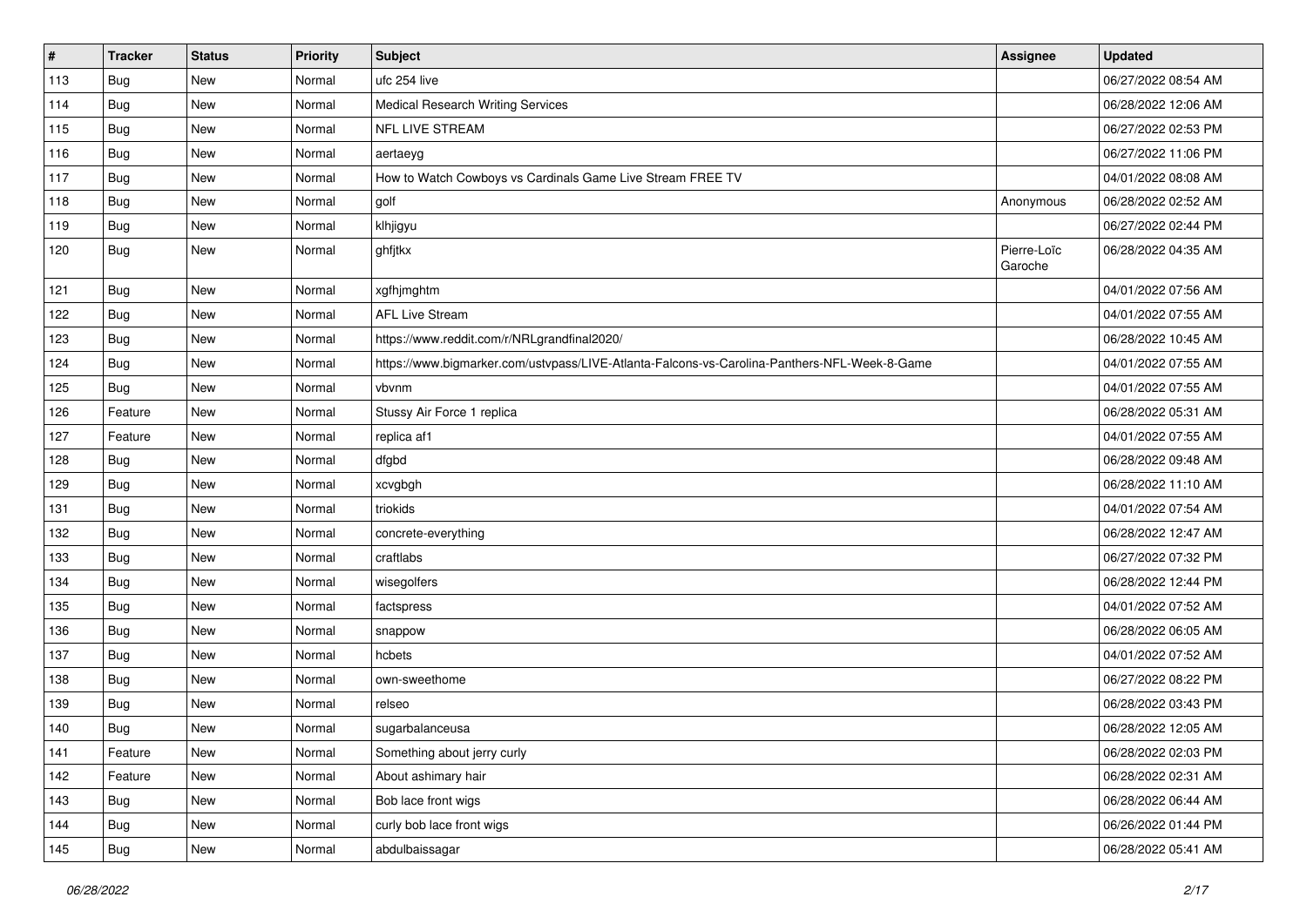| # | Tracker | Status | Priority | Subject | Assignee | Updated |
| --- | --- | --- | --- | --- | --- | --- |
| 113 | Bug | New | Normal | ufc 254 live | | 06/27/2022 08:54 AM |
| 114 | Bug | New | Normal | Medical Research Writing Services | | 06/28/2022 12:06 AM |
| 115 | Bug | New | Normal | NFL LIVE STREAM | | 06/27/2022 02:53 PM |
| 116 | Bug | New | Normal | aertaeyg | | 06/27/2022 11:06 PM |
| 117 | Bug | New | Normal | How to Watch Cowboys vs Cardinals Game Live Stream FREE TV | | 04/01/2022 08:08 AM |
| 118 | Bug | New | Normal | golf | Anonymous | 06/28/2022 02:52 AM |
| 119 | Bug | New | Normal | klhjigyu | | 06/27/2022 02:44 PM |
| 120 | Bug | New | Normal | ghfjtkx | Pierre-Loïc Garoche | 06/28/2022 04:35 AM |
| 121 | Bug | New | Normal | xgfhjmghtm | | 04/01/2022 07:56 AM |
| 122 | Bug | New | Normal | AFL Live Stream | | 04/01/2022 07:55 AM |
| 123 | Bug | New | Normal | https://www.reddit.com/r/NRLgrandfinal2020/ | | 06/28/2022 10:45 AM |
| 124 | Bug | New | Normal | https://www.bigmarker.com/ustvpass/LIVE-Atlanta-Falcons-vs-Carolina-Panthers-NFL-Week-8-Game | | 04/01/2022 07:55 AM |
| 125 | Bug | New | Normal | vbvnm | | 04/01/2022 07:55 AM |
| 126 | Feature | New | Normal | Stussy Air Force 1 replica | | 06/28/2022 05:31 AM |
| 127 | Feature | New | Normal | replica af1 | | 04/01/2022 07:55 AM |
| 128 | Bug | New | Normal | dfgbd | | 06/28/2022 09:48 AM |
| 129 | Bug | New | Normal | xcvgbgh | | 06/28/2022 11:10 AM |
| 131 | Bug | New | Normal | triokids | | 04/01/2022 07:54 AM |
| 132 | Bug | New | Normal | concrete-everything | | 06/28/2022 12:47 AM |
| 133 | Bug | New | Normal | craftlabs | | 06/27/2022 07:32 PM |
| 134 | Bug | New | Normal | wisegolfers | | 06/28/2022 12:44 PM |
| 135 | Bug | New | Normal | factspress | | 04/01/2022 07:52 AM |
| 136 | Bug | New | Normal | snappow | | 06/28/2022 06:05 AM |
| 137 | Bug | New | Normal | hcbets | | 04/01/2022 07:52 AM |
| 138 | Bug | New | Normal | own-sweethome | | 06/27/2022 08:22 PM |
| 139 | Bug | New | Normal | relseo | | 06/28/2022 03:43 PM |
| 140 | Bug | New | Normal | sugarbalanceusa | | 06/28/2022 12:05 AM |
| 141 | Feature | New | Normal | Something about jerry curly | | 06/28/2022 02:03 PM |
| 142 | Feature | New | Normal | About ashimary hair | | 06/28/2022 02:31 AM |
| 143 | Bug | New | Normal | Bob lace front wigs | | 06/28/2022 06:44 AM |
| 144 | Bug | New | Normal | curly bob lace front wigs | | 06/26/2022 01:44 PM |
| 145 | Bug | New | Normal | abdulbaissagar | | 06/28/2022 05:41 AM |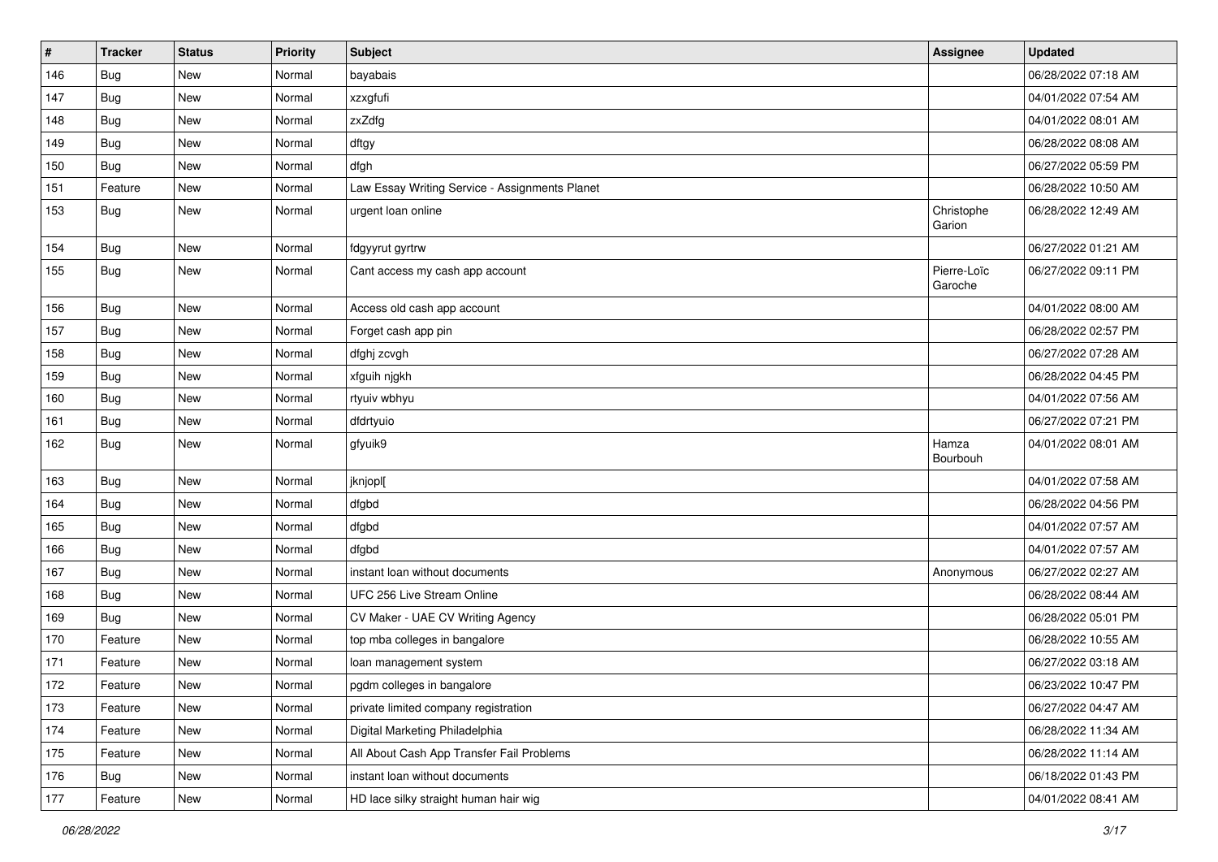| # | Tracker | Status | Priority | Subject | Assignee | Updated |
|---|---|---|---|---|---|---|
| 146 | Bug | New | Normal | bayabais | | 06/28/2022 07:18 AM |
| 147 | Bug | New | Normal | xzxgfufi | | 04/01/2022 07:54 AM |
| 148 | Bug | New | Normal | zxZdfg | | 04/01/2022 08:01 AM |
| 149 | Bug | New | Normal | dftgy | | 06/28/2022 08:08 AM |
| 150 | Bug | New | Normal | dfgh | | 06/27/2022 05:59 PM |
| 151 | Feature | New | Normal | Law Essay Writing Service - Assignments Planet | | 06/28/2022 10:50 AM |
| 153 | Bug | New | Normal | urgent loan online | Christophe Garion | 06/28/2022 12:49 AM |
| 154 | Bug | New | Normal | fdgyyrut gyrtrw | | 06/27/2022 01:21 AM |
| 155 | Bug | New | Normal | Cant access my cash app account | Pierre-Loïc Garoche | 06/27/2022 09:11 PM |
| 156 | Bug | New | Normal | Access old cash app account | | 04/01/2022 08:00 AM |
| 157 | Bug | New | Normal | Forget cash app pin | | 06/28/2022 02:57 PM |
| 158 | Bug | New | Normal | dfghj zcvgh | | 06/27/2022 07:28 AM |
| 159 | Bug | New | Normal | xfguih njgkh | | 06/28/2022 04:45 PM |
| 160 | Bug | New | Normal | rtyuiv wbhyu | | 04/01/2022 07:56 AM |
| 161 | Bug | New | Normal | dfdrtyuio | | 06/27/2022 07:21 PM |
| 162 | Bug | New | Normal | gfyuik9 | Hamza Bourbouh | 04/01/2022 08:01 AM |
| 163 | Bug | New | Normal | jknjopl[ | | 04/01/2022 07:58 AM |
| 164 | Bug | New | Normal | dfgbd | | 06/28/2022 04:56 PM |
| 165 | Bug | New | Normal | dfgbd | | 04/01/2022 07:57 AM |
| 166 | Bug | New | Normal | dfgbd | | 04/01/2022 07:57 AM |
| 167 | Bug | New | Normal | instant loan without documents | Anonymous | 06/27/2022 02:27 AM |
| 168 | Bug | New | Normal | UFC 256 Live Stream Online | | 06/28/2022 08:44 AM |
| 169 | Bug | New | Normal | CV Maker - UAE CV Writing Agency | | 06/28/2022 05:01 PM |
| 170 | Feature | New | Normal | top mba colleges in bangalore | | 06/28/2022 10:55 AM |
| 171 | Feature | New | Normal | loan management system | | 06/27/2022 03:18 AM |
| 172 | Feature | New | Normal | pgdm colleges in bangalore | | 06/23/2022 10:47 PM |
| 173 | Feature | New | Normal | private limited company registration | | 06/27/2022 04:47 AM |
| 174 | Feature | New | Normal | Digital Marketing Philadelphia | | 06/28/2022 11:34 AM |
| 175 | Feature | New | Normal | All About Cash App Transfer Fail Problems | | 06/28/2022 11:14 AM |
| 176 | Bug | New | Normal | instant loan without documents | | 06/18/2022 01:43 PM |
| 177 | Feature | New | Normal | HD lace silky straight human hair wig | | 04/01/2022 08:41 AM |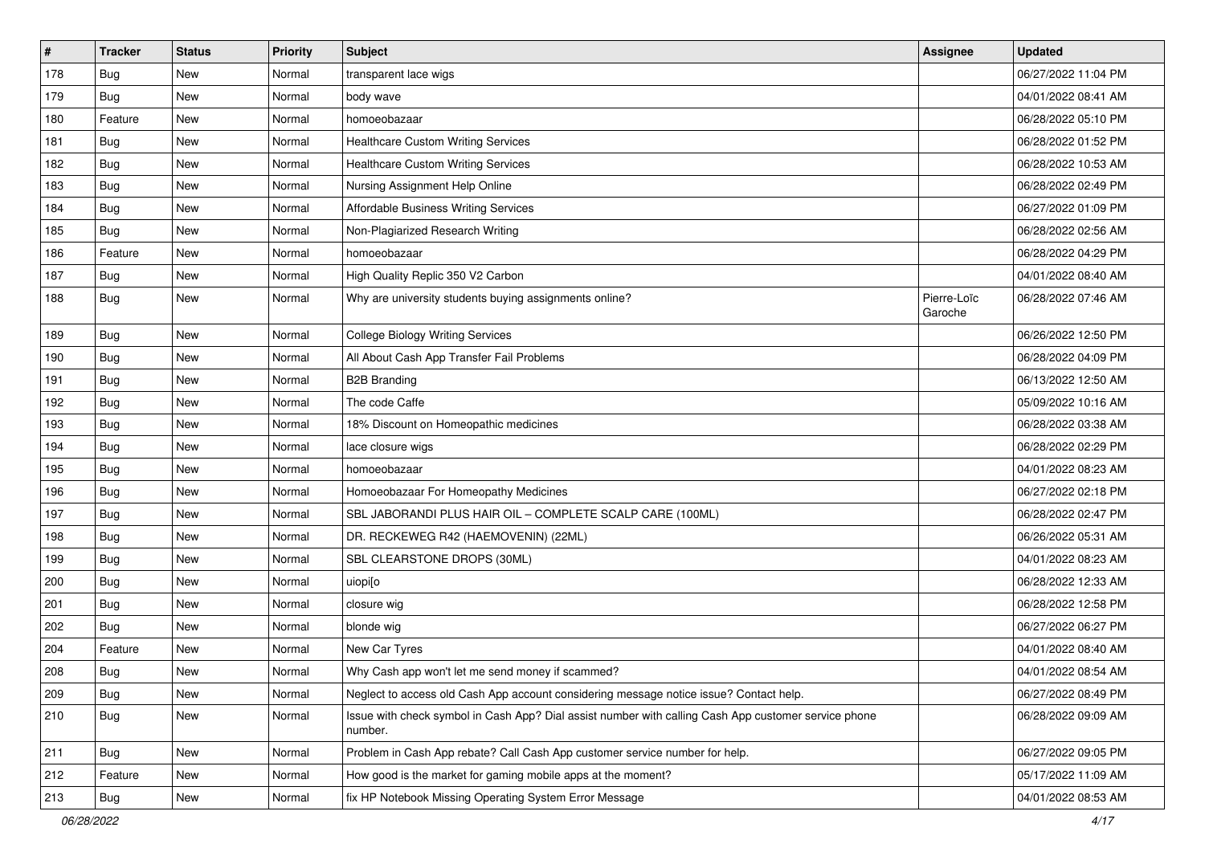| # | Tracker | Status | Priority | Subject | Assignee | Updated |
| --- | --- | --- | --- | --- | --- | --- |
| 178 | Bug | New | Normal | transparent lace wigs | | 06/27/2022 11:04 PM |
| 179 | Bug | New | Normal | body wave | | 04/01/2022 08:41 AM |
| 180 | Feature | New | Normal | homoeobazaar | | 06/28/2022 05:10 PM |
| 181 | Bug | New | Normal | Healthcare Custom Writing Services | | 06/28/2022 01:52 PM |
| 182 | Bug | New | Normal | Healthcare Custom Writing Services | | 06/28/2022 10:53 AM |
| 183 | Bug | New | Normal | Nursing Assignment Help Online | | 06/28/2022 02:49 PM |
| 184 | Bug | New | Normal | Affordable Business Writing Services | | 06/27/2022 01:09 PM |
| 185 | Bug | New | Normal | Non-Plagiarized Research Writing | | 06/28/2022 02:56 AM |
| 186 | Feature | New | Normal | homoeobazaar | | 06/28/2022 04:29 PM |
| 187 | Bug | New | Normal | High Quality Replic 350 V2 Carbon | | 04/01/2022 08:40 AM |
| 188 | Bug | New | Normal | Why are university students buying assignments online? | Pierre-Loïc Garoche | 06/28/2022 07:46 AM |
| 189 | Bug | New | Normal | College Biology Writing Services | | 06/26/2022 12:50 PM |
| 190 | Bug | New | Normal | All About Cash App Transfer Fail Problems | | 06/28/2022 04:09 PM |
| 191 | Bug | New | Normal | B2B Branding | | 06/13/2022 12:50 AM |
| 192 | Bug | New | Normal | The code Caffe | | 05/09/2022 10:16 AM |
| 193 | Bug | New | Normal | 18% Discount on Homeopathic medicines | | 06/28/2022 03:38 AM |
| 194 | Bug | New | Normal | lace closure wigs | | 06/28/2022 02:29 PM |
| 195 | Bug | New | Normal | homoeobazaar | | 04/01/2022 08:23 AM |
| 196 | Bug | New | Normal | Homoeobazaar For Homeopathy Medicines | | 06/27/2022 02:18 PM |
| 197 | Bug | New | Normal | SBL JABORANDI PLUS HAIR OIL – COMPLETE SCALP CARE (100ML) | | 06/28/2022 02:47 PM |
| 198 | Bug | New | Normal | DR. RECKEWEG R42 (HAEMOVENIN) (22ML) | | 06/26/2022 05:31 AM |
| 199 | Bug | New | Normal | SBL CLEARSTONE DROPS (30ML) | | 04/01/2022 08:23 AM |
| 200 | Bug | New | Normal | uiopi[o | | 06/28/2022 12:33 AM |
| 201 | Bug | New | Normal | closure wig | | 06/28/2022 12:58 PM |
| 202 | Bug | New | Normal | blonde wig | | 06/27/2022 06:27 PM |
| 204 | Feature | New | Normal | New Car Tyres | | 04/01/2022 08:40 AM |
| 208 | Bug | New | Normal | Why Cash app won't let me send money if scammed? | | 04/01/2022 08:54 AM |
| 209 | Bug | New | Normal | Neglect to access old Cash App account considering message notice issue? Contact help. | | 06/27/2022 08:49 PM |
| 210 | Bug | New | Normal | Issue with check symbol in Cash App? Dial assist number with calling Cash App customer service phone number. | | 06/28/2022 09:09 AM |
| 211 | Bug | New | Normal | Problem in Cash App rebate? Call Cash App customer service number for help. | | 06/27/2022 09:05 PM |
| 212 | Feature | New | Normal | How good is the market for gaming mobile apps at the moment? | | 05/17/2022 11:09 AM |
| 213 | Bug | New | Normal | fix HP Notebook Missing Operating System Error Message | | 04/01/2022 08:53 AM |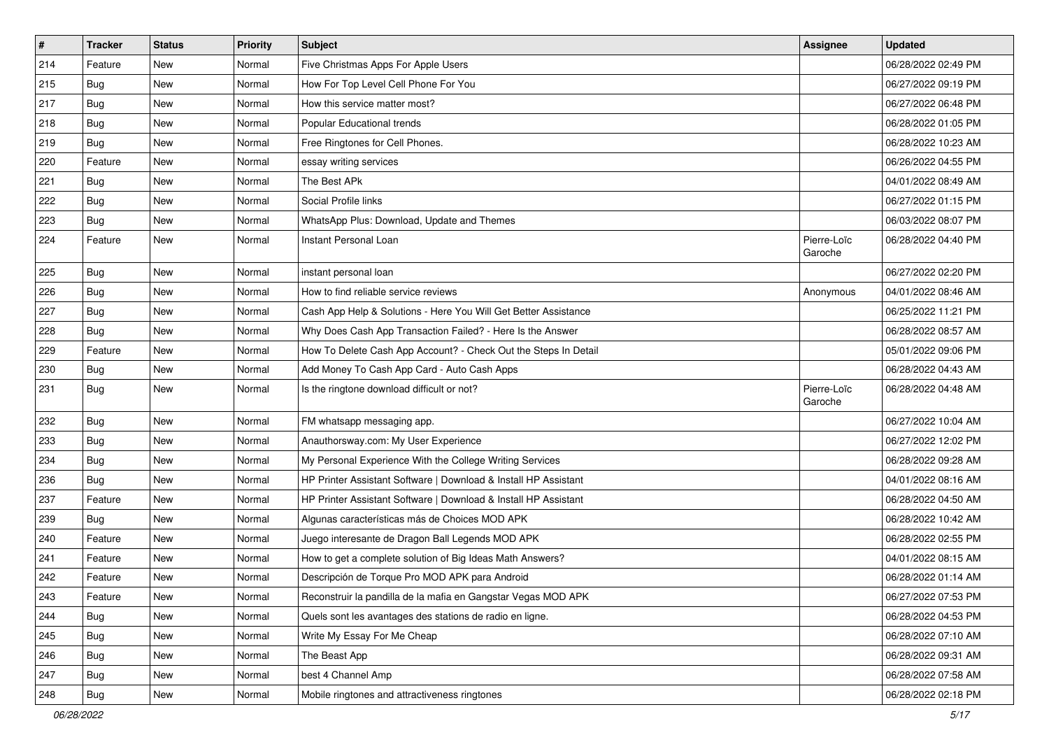| # | Tracker | Status | Priority | Subject | Assignee | Updated |
|---|---|---|---|---|---|---|
| 214 | Feature | New | Normal | Five Christmas Apps For Apple Users | | 06/28/2022 02:49 PM |
| 215 | Bug | New | Normal | How For Top Level Cell Phone For You | | 06/27/2022 09:19 PM |
| 217 | Bug | New | Normal | How this service matter most? | | 06/27/2022 06:48 PM |
| 218 | Bug | New | Normal | Popular Educational trends | | 06/28/2022 01:05 PM |
| 219 | Bug | New | Normal | Free Ringtones for Cell Phones. | | 06/28/2022 10:23 AM |
| 220 | Feature | New | Normal | essay writing services | | 06/26/2022 04:55 PM |
| 221 | Bug | New | Normal | The Best APk | | 04/01/2022 08:49 AM |
| 222 | Bug | New | Normal | Social Profile links | | 06/27/2022 01:15 PM |
| 223 | Bug | New | Normal | WhatsApp Plus: Download, Update and Themes | | 06/03/2022 08:07 PM |
| 224 | Feature | New | Normal | Instant Personal Loan | Pierre-Loïc Garoche | 06/28/2022 04:40 PM |
| 225 | Bug | New | Normal | instant personal loan | | 06/27/2022 02:20 PM |
| 226 | Bug | New | Normal | How to find reliable service reviews | Anonymous | 04/01/2022 08:46 AM |
| 227 | Bug | New | Normal | Cash App Help & Solutions - Here You Will Get Better Assistance | | 06/25/2022 11:21 PM |
| 228 | Bug | New | Normal | Why Does Cash App Transaction Failed? - Here Is the Answer | | 06/28/2022 08:57 AM |
| 229 | Feature | New | Normal | How To Delete Cash App Account? - Check Out the Steps In Detail | | 05/01/2022 09:06 PM |
| 230 | Bug | New | Normal | Add Money To Cash App Card - Auto Cash Apps | | 06/28/2022 04:43 AM |
| 231 | Bug | New | Normal | Is the ringtone download difficult or not? | Pierre-Loïc Garoche | 06/28/2022 04:48 AM |
| 232 | Bug | New | Normal | FM whatsapp messaging app. | | 06/27/2022 10:04 AM |
| 233 | Bug | New | Normal | Anauthorsway.com: My User Experience | | 06/27/2022 12:02 PM |
| 234 | Bug | New | Normal | My Personal Experience With the College Writing Services | | 06/28/2022 09:28 AM |
| 236 | Bug | New | Normal | HP Printer Assistant Software \| Download & Install HP Assistant | | 04/01/2022 08:16 AM |
| 237 | Feature | New | Normal | HP Printer Assistant Software \| Download & Install HP Assistant | | 06/28/2022 04:50 AM |
| 239 | Bug | New | Normal | Algunas características más de Choices MOD APK | | 06/28/2022 10:42 AM |
| 240 | Feature | New | Normal | Juego interesante de Dragon Ball Legends MOD APK | | 06/28/2022 02:55 PM |
| 241 | Feature | New | Normal | How to get a complete solution of Big Ideas Math Answers? | | 04/01/2022 08:15 AM |
| 242 | Feature | New | Normal | Descripción de Torque Pro MOD APK para Android | | 06/28/2022 01:14 AM |
| 243 | Feature | New | Normal | Reconstruir la pandilla de la mafia en Gangstar Vegas MOD APK | | 06/27/2022 07:53 PM |
| 244 | Bug | New | Normal | Quels sont les avantages des stations de radio en ligne. | | 06/28/2022 04:53 PM |
| 245 | Bug | New | Normal | Write My Essay For Me Cheap | | 06/28/2022 07:10 AM |
| 246 | Bug | New | Normal | The Beast App | | 06/28/2022 09:31 AM |
| 247 | Bug | New | Normal | best 4 Channel Amp | | 06/28/2022 07:58 AM |
| 248 | Bug | New | Normal | Mobile ringtones and attractiveness ringtones | | 06/28/2022 02:18 PM |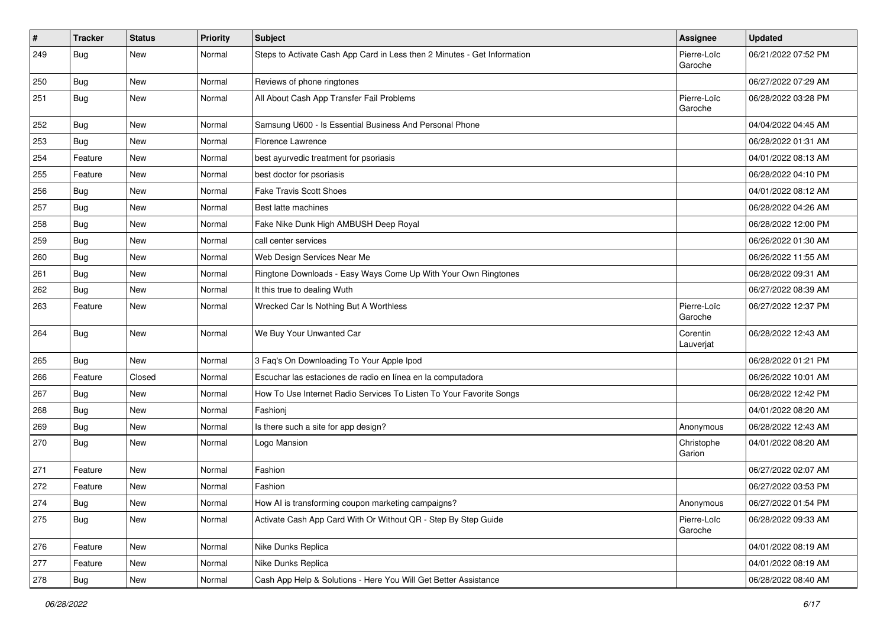| # | Tracker | Status | Priority | Subject | Assignee | Updated |
|---|---|---|---|---|---|---|
| 249 | Bug | New | Normal | Steps to Activate Cash App Card in Less then 2 Minutes - Get Information | Pierre-Loïc Garoche | 06/21/2022 07:52 PM |
| 250 | Bug | New | Normal | Reviews of phone ringtones | | 06/27/2022 07:29 AM |
| 251 | Bug | New | Normal | All About Cash App Transfer Fail Problems | Pierre-Loïc Garoche | 06/28/2022 03:28 PM |
| 252 | Bug | New | Normal | Samsung U600 - Is Essential Business And Personal Phone | | 04/04/2022 04:45 AM |
| 253 | Bug | New | Normal | Florence Lawrence | | 06/28/2022 01:31 AM |
| 254 | Feature | New | Normal | best ayurvedic treatment for psoriasis | | 04/01/2022 08:13 AM |
| 255 | Feature | New | Normal | best doctor for psoriasis | | 06/28/2022 04:10 PM |
| 256 | Bug | New | Normal | Fake Travis Scott Shoes | | 04/01/2022 08:12 AM |
| 257 | Bug | New | Normal | Best latte machines | | 06/28/2022 04:26 AM |
| 258 | Bug | New | Normal | Fake Nike Dunk High AMBUSH Deep Royal | | 06/28/2022 12:00 PM |
| 259 | Bug | New | Normal | call center services | | 06/26/2022 01:30 AM |
| 260 | Bug | New | Normal | Web Design Services Near Me | | 06/26/2022 11:55 AM |
| 261 | Bug | New | Normal | Ringtone Downloads - Easy Ways Come Up With Your Own Ringtones | | 06/28/2022 09:31 AM |
| 262 | Bug | New | Normal | It this true to dealing Wuth | | 06/27/2022 08:39 AM |
| 263 | Feature | New | Normal | Wrecked Car Is Nothing But A Worthless | Pierre-Loïc Garoche | 06/27/2022 12:37 PM |
| 264 | Bug | New | Normal | We Buy Your Unwanted Car | Corentin Lauverjat | 06/28/2022 12:43 AM |
| 265 | Bug | New | Normal | 3 Faq's On Downloading To Your Apple Ipod | | 06/28/2022 01:21 PM |
| 266 | Feature | Closed | Normal | Escuchar las estaciones de radio en línea en la computadora | | 06/26/2022 10:01 AM |
| 267 | Bug | New | Normal | How To Use Internet Radio Services To Listen To Your Favorite Songs | | 06/28/2022 12:42 PM |
| 268 | Bug | New | Normal | Fashionj | | 04/01/2022 08:20 AM |
| 269 | Bug | New | Normal | Is there such a site for app design? | Anonymous | 06/28/2022 12:43 AM |
| 270 | Bug | New | Normal | Logo Mansion | Christophe Garion | 04/01/2022 08:20 AM |
| 271 | Feature | New | Normal | Fashion | | 06/27/2022 02:07 AM |
| 272 | Feature | New | Normal | Fashion | | 06/27/2022 03:53 PM |
| 274 | Bug | New | Normal | How AI is transforming coupon marketing campaigns? | Anonymous | 06/27/2022 01:54 PM |
| 275 | Bug | New | Normal | Activate Cash App Card With Or Without QR - Step By Step Guide | Pierre-Loïc Garoche | 06/28/2022 09:33 AM |
| 276 | Feature | New | Normal | Nike Dunks Replica | | 04/01/2022 08:19 AM |
| 277 | Feature | New | Normal | Nike Dunks Replica | | 04/01/2022 08:19 AM |
| 278 | Bug | New | Normal | Cash App Help & Solutions - Here You Will Get Better Assistance | | 06/28/2022 08:40 AM |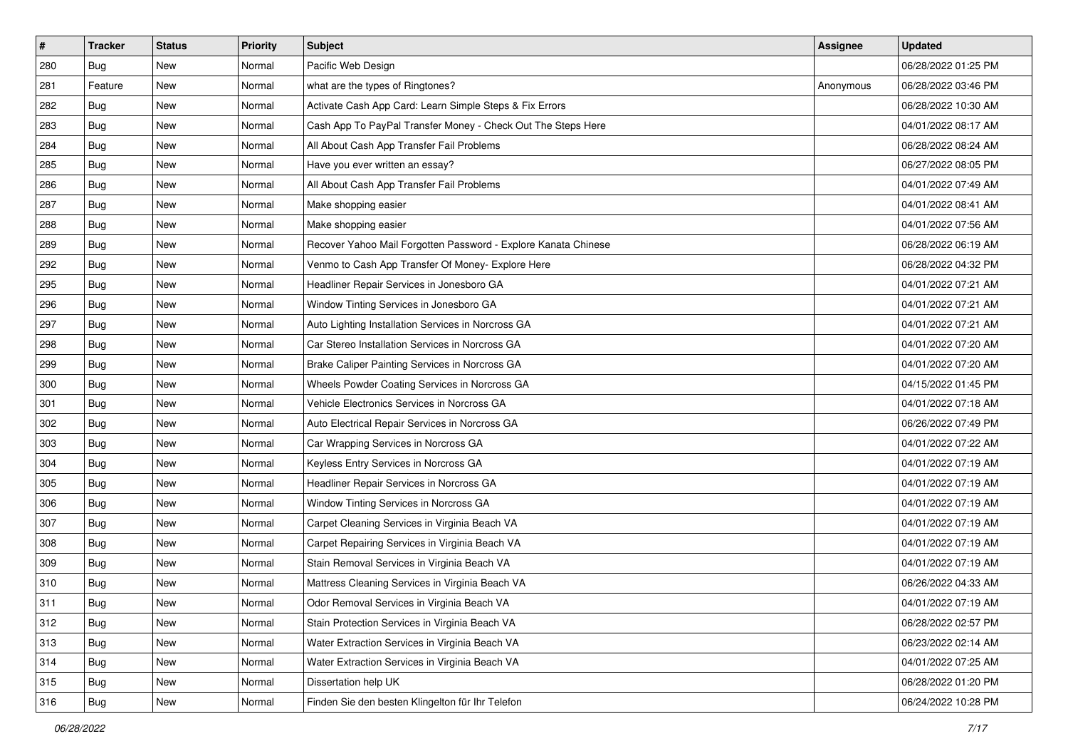| # | Tracker | Status | Priority | Subject | Assignee | Updated |
|---|---|---|---|---|---|---|
| 280 | Bug | New | Normal | Pacific Web Design | | 06/28/2022 01:25 PM |
| 281 | Feature | New | Normal | what are the types of Ringtones? | Anonymous | 06/28/2022 03:46 PM |
| 282 | Bug | New | Normal | Activate Cash App Card: Learn Simple Steps & Fix Errors | | 06/28/2022 10:30 AM |
| 283 | Bug | New | Normal | Cash App To PayPal Transfer Money - Check Out The Steps Here | | 04/01/2022 08:17 AM |
| 284 | Bug | New | Normal | All About Cash App Transfer Fail Problems | | 06/28/2022 08:24 AM |
| 285 | Bug | New | Normal | Have you ever written an essay? | | 06/27/2022 08:05 PM |
| 286 | Bug | New | Normal | All About Cash App Transfer Fail Problems | | 04/01/2022 07:49 AM |
| 287 | Bug | New | Normal | Make shopping easier | | 04/01/2022 08:41 AM |
| 288 | Bug | New | Normal | Make shopping easier | | 04/01/2022 07:56 AM |
| 289 | Bug | New | Normal | Recover Yahoo Mail Forgotten Password - Explore Kanata Chinese | | 06/28/2022 06:19 AM |
| 292 | Bug | New | Normal | Venmo to Cash App Transfer Of Money- Explore Here | | 06/28/2022 04:32 PM |
| 295 | Bug | New | Normal | Headliner Repair Services in Jonesboro GA | | 04/01/2022 07:21 AM |
| 296 | Bug | New | Normal | Window Tinting Services in Jonesboro GA | | 04/01/2022 07:21 AM |
| 297 | Bug | New | Normal | Auto Lighting Installation Services in Norcross GA | | 04/01/2022 07:21 AM |
| 298 | Bug | New | Normal | Car Stereo Installation Services in Norcross GA | | 04/01/2022 07:20 AM |
| 299 | Bug | New | Normal | Brake Caliper Painting Services in Norcross GA | | 04/01/2022 07:20 AM |
| 300 | Bug | New | Normal | Wheels Powder Coating Services in Norcross GA | | 04/15/2022 01:45 PM |
| 301 | Bug | New | Normal | Vehicle Electronics Services in Norcross GA | | 04/01/2022 07:18 AM |
| 302 | Bug | New | Normal | Auto Electrical Repair Services in Norcross GA | | 06/26/2022 07:49 PM |
| 303 | Bug | New | Normal | Car Wrapping Services in Norcross GA | | 04/01/2022 07:22 AM |
| 304 | Bug | New | Normal | Keyless Entry Services in Norcross GA | | 04/01/2022 07:19 AM |
| 305 | Bug | New | Normal | Headliner Repair Services in Norcross GA | | 04/01/2022 07:19 AM |
| 306 | Bug | New | Normal | Window Tinting Services in Norcross GA | | 04/01/2022 07:19 AM |
| 307 | Bug | New | Normal | Carpet Cleaning Services in Virginia Beach VA | | 04/01/2022 07:19 AM |
| 308 | Bug | New | Normal | Carpet Repairing Services in Virginia Beach VA | | 04/01/2022 07:19 AM |
| 309 | Bug | New | Normal | Stain Removal Services in Virginia Beach VA | | 04/01/2022 07:19 AM |
| 310 | Bug | New | Normal | Mattress Cleaning Services in Virginia Beach VA | | 06/26/2022 04:33 AM |
| 311 | Bug | New | Normal | Odor Removal Services in Virginia Beach VA | | 04/01/2022 07:19 AM |
| 312 | Bug | New | Normal | Stain Protection Services in Virginia Beach VA | | 06/28/2022 02:57 PM |
| 313 | Bug | New | Normal | Water Extraction Services in Virginia Beach VA | | 06/23/2022 02:14 AM |
| 314 | Bug | New | Normal | Water Extraction Services in Virginia Beach VA | | 04/01/2022 07:25 AM |
| 315 | Bug | New | Normal | Dissertation help UK | | 06/28/2022 01:20 PM |
| 316 | Bug | New | Normal | Finden Sie den besten Klingelton für Ihr Telefon | | 06/24/2022 10:28 PM |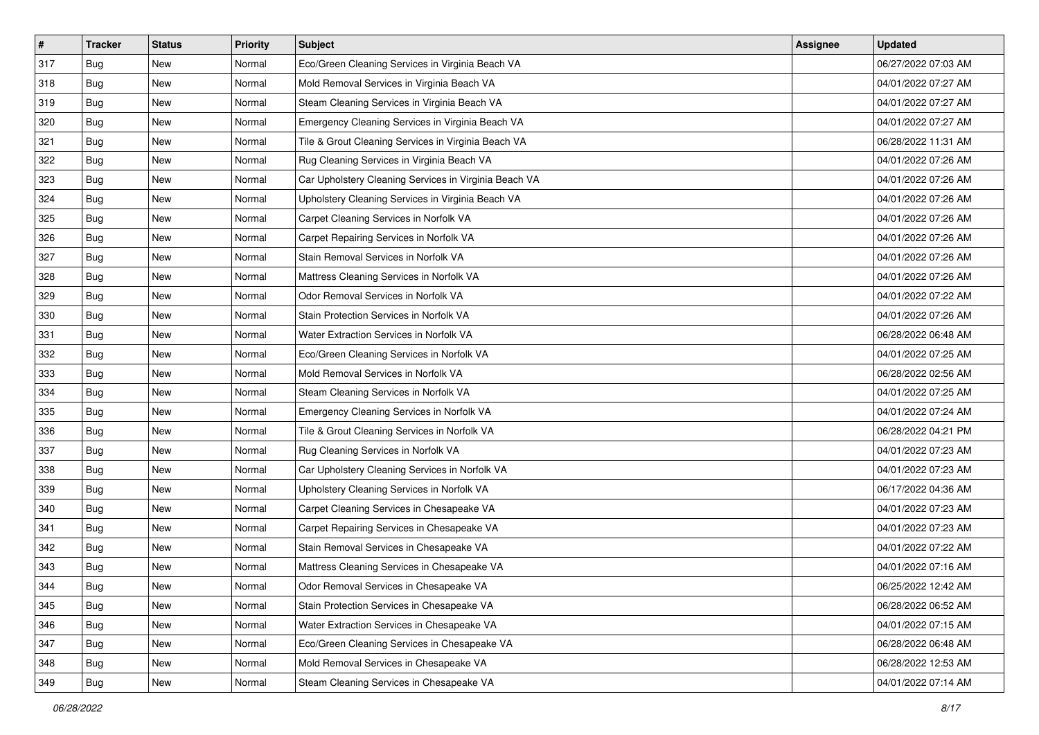| # | Tracker | Status | Priority | Subject | Assignee | Updated |
|---|---|---|---|---|---|---|
| 317 | Bug | New | Normal | Eco/Green Cleaning Services in Virginia Beach VA | | 06/27/2022 07:03 AM |
| 318 | Bug | New | Normal | Mold Removal Services in Virginia Beach VA | | 04/01/2022 07:27 AM |
| 319 | Bug | New | Normal | Steam Cleaning Services in Virginia Beach VA | | 04/01/2022 07:27 AM |
| 320 | Bug | New | Normal | Emergency Cleaning Services in Virginia Beach VA | | 04/01/2022 07:27 AM |
| 321 | Bug | New | Normal | Tile & Grout Cleaning Services in Virginia Beach VA | | 06/28/2022 11:31 AM |
| 322 | Bug | New | Normal | Rug Cleaning Services in Virginia Beach VA | | 04/01/2022 07:26 AM |
| 323 | Bug | New | Normal | Car Upholstery Cleaning Services in Virginia Beach VA | | 04/01/2022 07:26 AM |
| 324 | Bug | New | Normal | Upholstery Cleaning Services in Virginia Beach VA | | 04/01/2022 07:26 AM |
| 325 | Bug | New | Normal | Carpet Cleaning Services in Norfolk VA | | 04/01/2022 07:26 AM |
| 326 | Bug | New | Normal | Carpet Repairing Services in Norfolk VA | | 04/01/2022 07:26 AM |
| 327 | Bug | New | Normal | Stain Removal Services in Norfolk VA | | 04/01/2022 07:26 AM |
| 328 | Bug | New | Normal | Mattress Cleaning Services in Norfolk VA | | 04/01/2022 07:26 AM |
| 329 | Bug | New | Normal | Odor Removal Services in Norfolk VA | | 04/01/2022 07:22 AM |
| 330 | Bug | New | Normal | Stain Protection Services in Norfolk VA | | 04/01/2022 07:26 AM |
| 331 | Bug | New | Normal | Water Extraction Services in Norfolk VA | | 06/28/2022 06:48 AM |
| 332 | Bug | New | Normal | Eco/Green Cleaning Services in Norfolk VA | | 04/01/2022 07:25 AM |
| 333 | Bug | New | Normal | Mold Removal Services in Norfolk VA | | 06/28/2022 02:56 AM |
| 334 | Bug | New | Normal | Steam Cleaning Services in Norfolk VA | | 04/01/2022 07:25 AM |
| 335 | Bug | New | Normal | Emergency Cleaning Services in Norfolk VA | | 04/01/2022 07:24 AM |
| 336 | Bug | New | Normal | Tile & Grout Cleaning Services in Norfolk VA | | 06/28/2022 04:21 PM |
| 337 | Bug | New | Normal | Rug Cleaning Services in Norfolk VA | | 04/01/2022 07:23 AM |
| 338 | Bug | New | Normal | Car Upholstery Cleaning Services in Norfolk VA | | 04/01/2022 07:23 AM |
| 339 | Bug | New | Normal | Upholstery Cleaning Services in Norfolk VA | | 06/17/2022 04:36 AM |
| 340 | Bug | New | Normal | Carpet Cleaning Services in Chesapeake VA | | 04/01/2022 07:23 AM |
| 341 | Bug | New | Normal | Carpet Repairing Services in Chesapeake VA | | 04/01/2022 07:23 AM |
| 342 | Bug | New | Normal | Stain Removal Services in Chesapeake VA | | 04/01/2022 07:22 AM |
| 343 | Bug | New | Normal | Mattress Cleaning Services in Chesapeake VA | | 04/01/2022 07:16 AM |
| 344 | Bug | New | Normal | Odor Removal Services in Chesapeake VA | | 06/25/2022 12:42 AM |
| 345 | Bug | New | Normal | Stain Protection Services in Chesapeake VA | | 06/28/2022 06:52 AM |
| 346 | Bug | New | Normal | Water Extraction Services in Chesapeake VA | | 04/01/2022 07:15 AM |
| 347 | Bug | New | Normal | Eco/Green Cleaning Services in Chesapeake VA | | 06/28/2022 06:48 AM |
| 348 | Bug | New | Normal | Mold Removal Services in Chesapeake VA | | 06/28/2022 12:53 AM |
| 349 | Bug | New | Normal | Steam Cleaning Services in Chesapeake VA | | 04/01/2022 07:14 AM |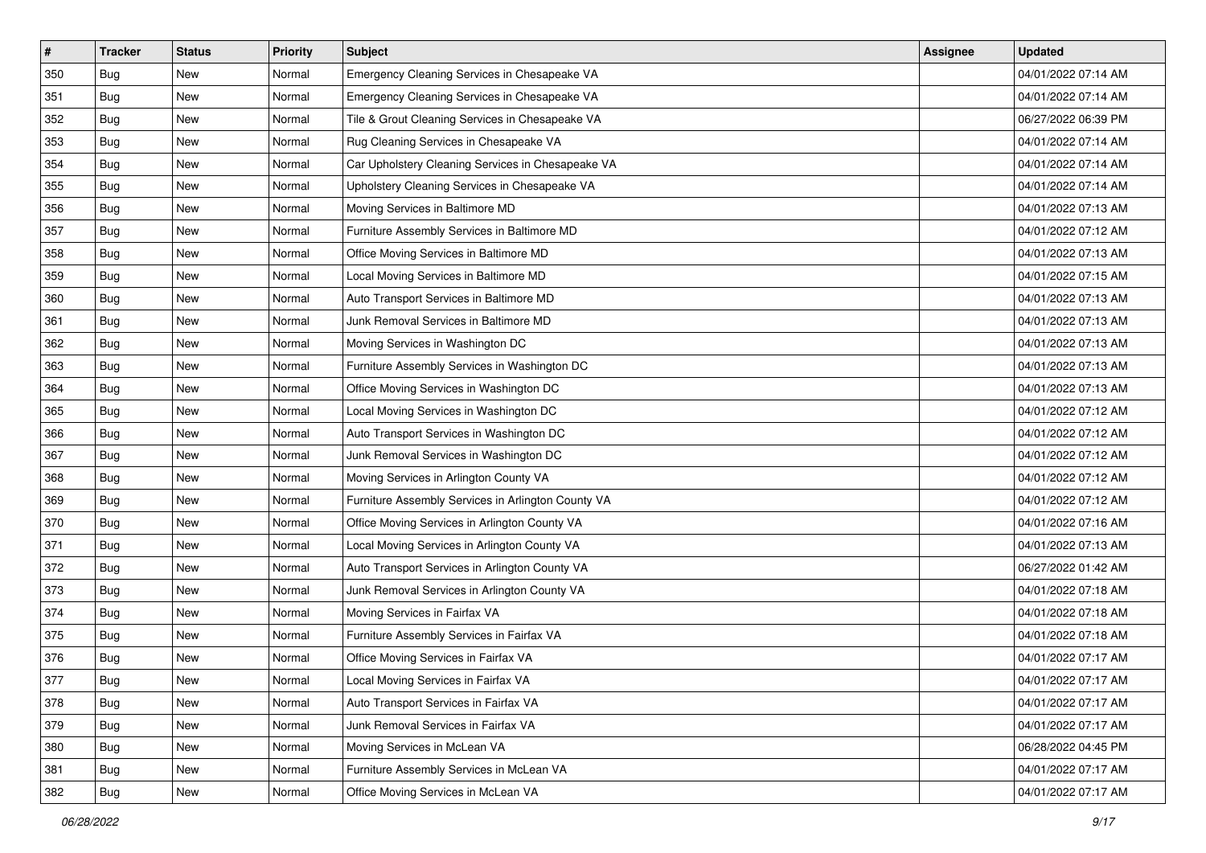| # | Tracker | Status | Priority | Subject | Assignee | Updated |
| --- | --- | --- | --- | --- | --- | --- |
| 350 | Bug | New | Normal | Emergency Cleaning Services in Chesapeake VA | | 04/01/2022 07:14 AM |
| 351 | Bug | New | Normal | Emergency Cleaning Services in Chesapeake VA | | 04/01/2022 07:14 AM |
| 352 | Bug | New | Normal | Tile & Grout Cleaning Services in Chesapeake VA | | 06/27/2022 06:39 PM |
| 353 | Bug | New | Normal | Rug Cleaning Services in Chesapeake VA | | 04/01/2022 07:14 AM |
| 354 | Bug | New | Normal | Car Upholstery Cleaning Services in Chesapeake VA | | 04/01/2022 07:14 AM |
| 355 | Bug | New | Normal | Upholstery Cleaning Services in Chesapeake VA | | 04/01/2022 07:14 AM |
| 356 | Bug | New | Normal | Moving Services in Baltimore MD | | 04/01/2022 07:13 AM |
| 357 | Bug | New | Normal | Furniture Assembly Services in Baltimore MD | | 04/01/2022 07:12 AM |
| 358 | Bug | New | Normal | Office Moving Services in Baltimore MD | | 04/01/2022 07:13 AM |
| 359 | Bug | New | Normal | Local Moving Services in Baltimore MD | | 04/01/2022 07:15 AM |
| 360 | Bug | New | Normal | Auto Transport Services in Baltimore MD | | 04/01/2022 07:13 AM |
| 361 | Bug | New | Normal | Junk Removal Services in Baltimore MD | | 04/01/2022 07:13 AM |
| 362 | Bug | New | Normal | Moving Services in Washington DC | | 04/01/2022 07:13 AM |
| 363 | Bug | New | Normal | Furniture Assembly Services in Washington DC | | 04/01/2022 07:13 AM |
| 364 | Bug | New | Normal | Office Moving Services in Washington DC | | 04/01/2022 07:13 AM |
| 365 | Bug | New | Normal | Local Moving Services in Washington DC | | 04/01/2022 07:12 AM |
| 366 | Bug | New | Normal | Auto Transport Services in Washington DC | | 04/01/2022 07:12 AM |
| 367 | Bug | New | Normal | Junk Removal Services in Washington DC | | 04/01/2022 07:12 AM |
| 368 | Bug | New | Normal | Moving Services in Arlington County VA | | 04/01/2022 07:12 AM |
| 369 | Bug | New | Normal | Furniture Assembly Services in Arlington County VA | | 04/01/2022 07:12 AM |
| 370 | Bug | New | Normal | Office Moving Services in Arlington County VA | | 04/01/2022 07:16 AM |
| 371 | Bug | New | Normal | Local Moving Services in Arlington County VA | | 04/01/2022 07:13 AM |
| 372 | Bug | New | Normal | Auto Transport Services in Arlington County VA | | 06/27/2022 01:42 AM |
| 373 | Bug | New | Normal | Junk Removal Services in Arlington County VA | | 04/01/2022 07:18 AM |
| 374 | Bug | New | Normal | Moving Services in Fairfax VA | | 04/01/2022 07:18 AM |
| 375 | Bug | New | Normal | Furniture Assembly Services in Fairfax VA | | 04/01/2022 07:18 AM |
| 376 | Bug | New | Normal | Office Moving Services in Fairfax VA | | 04/01/2022 07:17 AM |
| 377 | Bug | New | Normal | Local Moving Services in Fairfax VA | | 04/01/2022 07:17 AM |
| 378 | Bug | New | Normal | Auto Transport Services in Fairfax VA | | 04/01/2022 07:17 AM |
| 379 | Bug | New | Normal | Junk Removal Services in Fairfax VA | | 04/01/2022 07:17 AM |
| 380 | Bug | New | Normal | Moving Services in McLean VA | | 06/28/2022 04:45 PM |
| 381 | Bug | New | Normal | Furniture Assembly Services in McLean VA | | 04/01/2022 07:17 AM |
| 382 | Bug | New | Normal | Office Moving Services in McLean VA | | 04/01/2022 07:17 AM |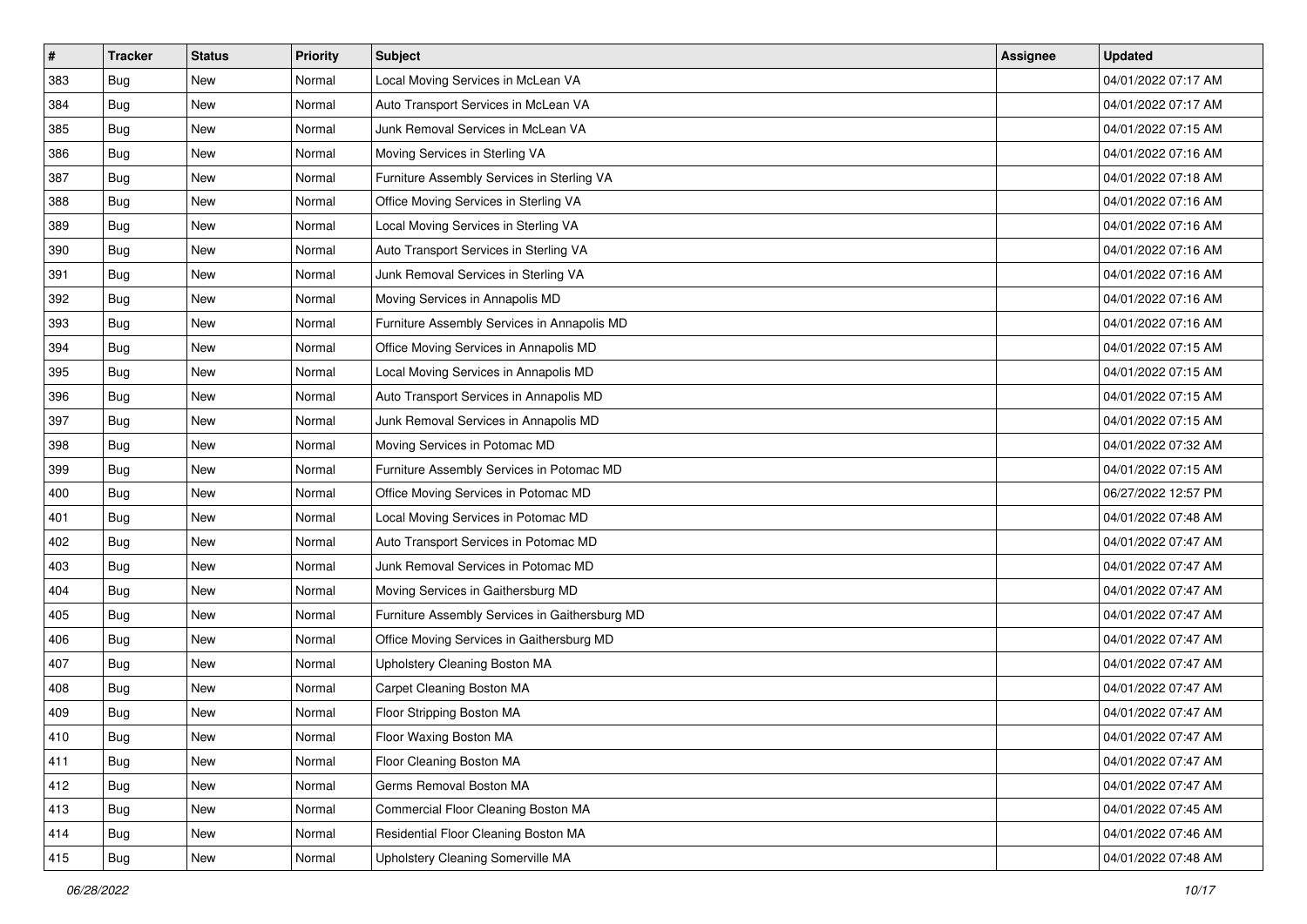| # | Tracker | Status | Priority | Subject | Assignee | Updated |
|---|---|---|---|---|---|---|
| 383 | Bug | New | Normal | Local Moving Services in McLean VA | | 04/01/2022 07:17 AM |
| 384 | Bug | New | Normal | Auto Transport Services in McLean VA | | 04/01/2022 07:17 AM |
| 385 | Bug | New | Normal | Junk Removal Services in McLean VA | | 04/01/2022 07:15 AM |
| 386 | Bug | New | Normal | Moving Services in Sterling VA | | 04/01/2022 07:16 AM |
| 387 | Bug | New | Normal | Furniture Assembly Services in Sterling VA | | 04/01/2022 07:18 AM |
| 388 | Bug | New | Normal | Office Moving Services in Sterling VA | | 04/01/2022 07:16 AM |
| 389 | Bug | New | Normal | Local Moving Services in Sterling VA | | 04/01/2022 07:16 AM |
| 390 | Bug | New | Normal | Auto Transport Services in Sterling VA | | 04/01/2022 07:16 AM |
| 391 | Bug | New | Normal | Junk Removal Services in Sterling VA | | 04/01/2022 07:16 AM |
| 392 | Bug | New | Normal | Moving Services in Annapolis MD | | 04/01/2022 07:16 AM |
| 393 | Bug | New | Normal | Furniture Assembly Services in Annapolis MD | | 04/01/2022 07:16 AM |
| 394 | Bug | New | Normal | Office Moving Services in Annapolis MD | | 04/01/2022 07:15 AM |
| 395 | Bug | New | Normal | Local Moving Services in Annapolis MD | | 04/01/2022 07:15 AM |
| 396 | Bug | New | Normal | Auto Transport Services in Annapolis MD | | 04/01/2022 07:15 AM |
| 397 | Bug | New | Normal | Junk Removal Services in Annapolis MD | | 04/01/2022 07:15 AM |
| 398 | Bug | New | Normal | Moving Services in Potomac MD | | 04/01/2022 07:32 AM |
| 399 | Bug | New | Normal | Furniture Assembly Services in Potomac MD | | 04/01/2022 07:15 AM |
| 400 | Bug | New | Normal | Office Moving Services in Potomac MD | | 06/27/2022 12:57 PM |
| 401 | Bug | New | Normal | Local Moving Services in Potomac MD | | 04/01/2022 07:48 AM |
| 402 | Bug | New | Normal | Auto Transport Services in Potomac MD | | 04/01/2022 07:47 AM |
| 403 | Bug | New | Normal | Junk Removal Services in Potomac MD | | 04/01/2022 07:47 AM |
| 404 | Bug | New | Normal | Moving Services in Gaithersburg MD | | 04/01/2022 07:47 AM |
| 405 | Bug | New | Normal | Furniture Assembly Services in Gaithersburg MD | | 04/01/2022 07:47 AM |
| 406 | Bug | New | Normal | Office Moving Services in Gaithersburg MD | | 04/01/2022 07:47 AM |
| 407 | Bug | New | Normal | Upholstery Cleaning Boston MA | | 04/01/2022 07:47 AM |
| 408 | Bug | New | Normal | Carpet Cleaning Boston MA | | 04/01/2022 07:47 AM |
| 409 | Bug | New | Normal | Floor Stripping Boston MA | | 04/01/2022 07:47 AM |
| 410 | Bug | New | Normal | Floor Waxing Boston MA | | 04/01/2022 07:47 AM |
| 411 | Bug | New | Normal | Floor Cleaning Boston MA | | 04/01/2022 07:47 AM |
| 412 | Bug | New | Normal | Germs Removal Boston MA | | 04/01/2022 07:47 AM |
| 413 | Bug | New | Normal | Commercial Floor Cleaning Boston MA | | 04/01/2022 07:45 AM |
| 414 | Bug | New | Normal | Residential Floor Cleaning Boston MA | | 04/01/2022 07:46 AM |
| 415 | Bug | New | Normal | Upholstery Cleaning Somerville MA | | 04/01/2022 07:48 AM |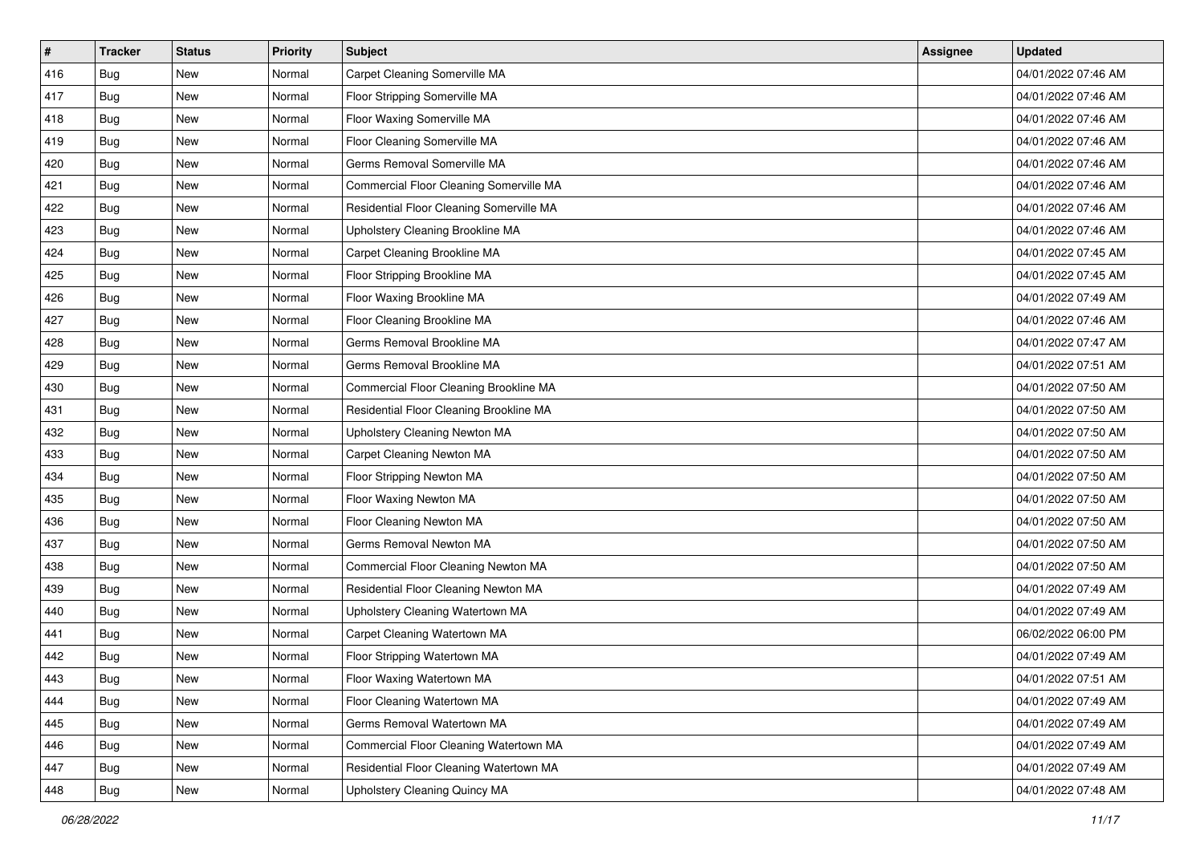| # | Tracker | Status | Priority | Subject | Assignee | Updated |
|---|---|---|---|---|---|---|
| 416 | Bug | New | Normal | Carpet Cleaning Somerville MA | | 04/01/2022 07:46 AM |
| 417 | Bug | New | Normal | Floor Stripping Somerville MA | | 04/01/2022 07:46 AM |
| 418 | Bug | New | Normal | Floor Waxing Somerville MA | | 04/01/2022 07:46 AM |
| 419 | Bug | New | Normal | Floor Cleaning Somerville MA | | 04/01/2022 07:46 AM |
| 420 | Bug | New | Normal | Germs Removal Somerville MA | | 04/01/2022 07:46 AM |
| 421 | Bug | New | Normal | Commercial Floor Cleaning Somerville MA | | 04/01/2022 07:46 AM |
| 422 | Bug | New | Normal | Residential Floor Cleaning Somerville MA | | 04/01/2022 07:46 AM |
| 423 | Bug | New | Normal | Upholstery Cleaning Brookline MA | | 04/01/2022 07:46 AM |
| 424 | Bug | New | Normal | Carpet Cleaning Brookline MA | | 04/01/2022 07:45 AM |
| 425 | Bug | New | Normal | Floor Stripping Brookline MA | | 04/01/2022 07:45 AM |
| 426 | Bug | New | Normal | Floor Waxing Brookline MA | | 04/01/2022 07:49 AM |
| 427 | Bug | New | Normal | Floor Cleaning Brookline MA | | 04/01/2022 07:46 AM |
| 428 | Bug | New | Normal | Germs Removal Brookline MA | | 04/01/2022 07:47 AM |
| 429 | Bug | New | Normal | Germs Removal Brookline MA | | 04/01/2022 07:51 AM |
| 430 | Bug | New | Normal | Commercial Floor Cleaning Brookline MA | | 04/01/2022 07:50 AM |
| 431 | Bug | New | Normal | Residential Floor Cleaning Brookline MA | | 04/01/2022 07:50 AM |
| 432 | Bug | New | Normal | Upholstery Cleaning Newton MA | | 04/01/2022 07:50 AM |
| 433 | Bug | New | Normal | Carpet Cleaning Newton MA | | 04/01/2022 07:50 AM |
| 434 | Bug | New | Normal | Floor Stripping Newton MA | | 04/01/2022 07:50 AM |
| 435 | Bug | New | Normal | Floor Waxing Newton MA | | 04/01/2022 07:50 AM |
| 436 | Bug | New | Normal | Floor Cleaning Newton MA | | 04/01/2022 07:50 AM |
| 437 | Bug | New | Normal | Germs Removal Newton MA | | 04/01/2022 07:50 AM |
| 438 | Bug | New | Normal | Commercial Floor Cleaning Newton MA | | 04/01/2022 07:50 AM |
| 439 | Bug | New | Normal | Residential Floor Cleaning Newton MA | | 04/01/2022 07:49 AM |
| 440 | Bug | New | Normal | Upholstery Cleaning Watertown MA | | 04/01/2022 07:49 AM |
| 441 | Bug | New | Normal | Carpet Cleaning Watertown MA | | 06/02/2022 06:00 PM |
| 442 | Bug | New | Normal | Floor Stripping Watertown MA | | 04/01/2022 07:49 AM |
| 443 | Bug | New | Normal | Floor Waxing Watertown MA | | 04/01/2022 07:51 AM |
| 444 | Bug | New | Normal | Floor Cleaning Watertown MA | | 04/01/2022 07:49 AM |
| 445 | Bug | New | Normal | Germs Removal Watertown MA | | 04/01/2022 07:49 AM |
| 446 | Bug | New | Normal | Commercial Floor Cleaning Watertown MA | | 04/01/2022 07:49 AM |
| 447 | Bug | New | Normal | Residential Floor Cleaning Watertown MA | | 04/01/2022 07:49 AM |
| 448 | Bug | New | Normal | Upholstery Cleaning Quincy MA | | 04/01/2022 07:48 AM |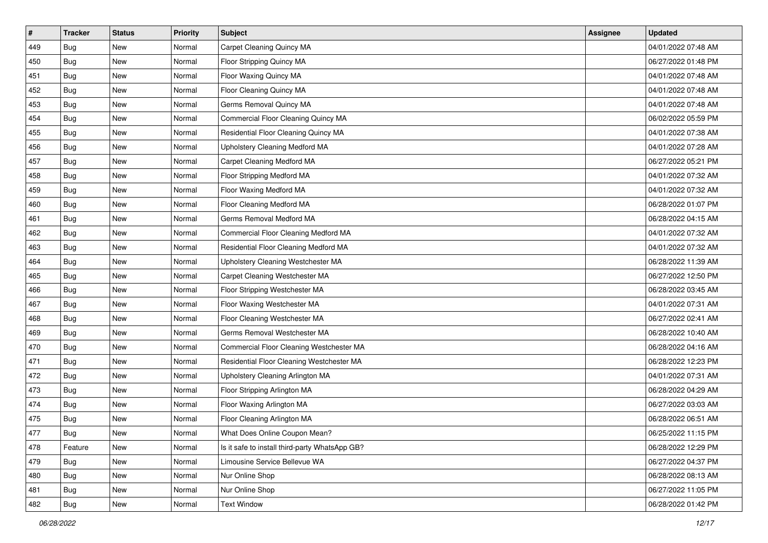| # | Tracker | Status | Priority | Subject | Assignee | Updated |
|---|---|---|---|---|---|---|
| 449 | Bug | New | Normal | Carpet Cleaning Quincy MA | | 04/01/2022 07:48 AM |
| 450 | Bug | New | Normal | Floor Stripping Quincy MA | | 06/27/2022 01:48 PM |
| 451 | Bug | New | Normal | Floor Waxing Quincy MA | | 04/01/2022 07:48 AM |
| 452 | Bug | New | Normal | Floor Cleaning Quincy MA | | 04/01/2022 07:48 AM |
| 453 | Bug | New | Normal | Germs Removal Quincy MA | | 04/01/2022 07:48 AM |
| 454 | Bug | New | Normal | Commercial Floor Cleaning Quincy MA | | 06/02/2022 05:59 PM |
| 455 | Bug | New | Normal | Residential Floor Cleaning Quincy MA | | 04/01/2022 07:38 AM |
| 456 | Bug | New | Normal | Upholstery Cleaning Medford MA | | 04/01/2022 07:28 AM |
| 457 | Bug | New | Normal | Carpet Cleaning Medford MA | | 06/27/2022 05:21 PM |
| 458 | Bug | New | Normal | Floor Stripping Medford MA | | 04/01/2022 07:32 AM |
| 459 | Bug | New | Normal | Floor Waxing Medford MA | | 04/01/2022 07:32 AM |
| 460 | Bug | New | Normal | Floor Cleaning Medford MA | | 06/28/2022 01:07 PM |
| 461 | Bug | New | Normal | Germs Removal Medford MA | | 06/28/2022 04:15 AM |
| 462 | Bug | New | Normal | Commercial Floor Cleaning Medford MA | | 04/01/2022 07:32 AM |
| 463 | Bug | New | Normal | Residential Floor Cleaning Medford MA | | 04/01/2022 07:32 AM |
| 464 | Bug | New | Normal | Upholstery Cleaning Westchester MA | | 06/28/2022 11:39 AM |
| 465 | Bug | New | Normal | Carpet Cleaning Westchester MA | | 06/27/2022 12:50 PM |
| 466 | Bug | New | Normal | Floor Stripping Westchester MA | | 06/28/2022 03:45 AM |
| 467 | Bug | New | Normal | Floor Waxing Westchester MA | | 04/01/2022 07:31 AM |
| 468 | Bug | New | Normal | Floor Cleaning Westchester MA | | 06/27/2022 02:41 AM |
| 469 | Bug | New | Normal | Germs Removal Westchester MA | | 06/28/2022 10:40 AM |
| 470 | Bug | New | Normal | Commercial Floor Cleaning Westchester MA | | 06/28/2022 04:16 AM |
| 471 | Bug | New | Normal | Residential Floor Cleaning Westchester MA | | 06/28/2022 12:23 PM |
| 472 | Bug | New | Normal | Upholstery Cleaning Arlington MA | | 04/01/2022 07:31 AM |
| 473 | Bug | New | Normal | Floor Stripping Arlington MA | | 06/28/2022 04:29 AM |
| 474 | Bug | New | Normal | Floor Waxing Arlington MA | | 06/27/2022 03:03 AM |
| 475 | Bug | New | Normal | Floor Cleaning Arlington MA | | 06/28/2022 06:51 AM |
| 477 | Bug | New | Normal | What Does Online Coupon Mean? | | 06/25/2022 11:15 PM |
| 478 | Feature | New | Normal | Is it safe to install third-party WhatsApp GB? | | 06/28/2022 12:29 PM |
| 479 | Bug | New | Normal | Limousine Service Bellevue WA | | 06/27/2022 04:37 PM |
| 480 | Bug | New | Normal | Nur Online Shop | | 06/28/2022 08:13 AM |
| 481 | Bug | New | Normal | Nur Online Shop | | 06/27/2022 11:05 PM |
| 482 | Bug | New | Normal | Text Window | | 06/28/2022 01:42 PM |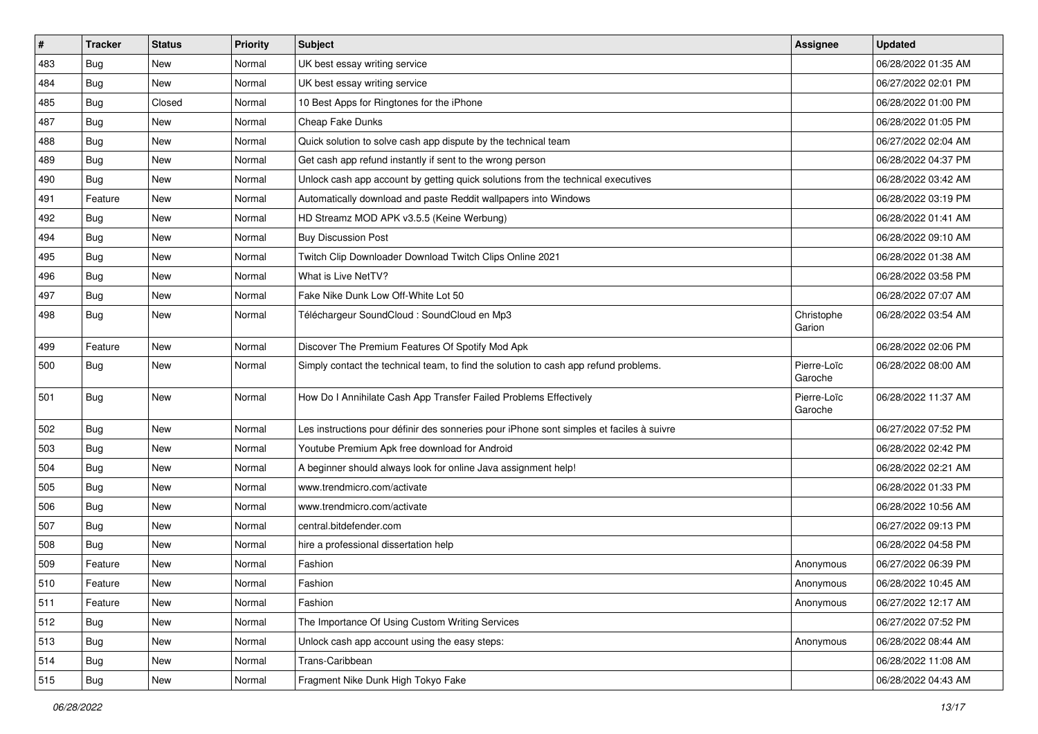| # | Tracker | Status | Priority | Subject | Assignee | Updated |
|---|---|---|---|---|---|---|
| 483 | Bug | New | Normal | UK best essay writing service | | 06/28/2022 01:35 AM |
| 484 | Bug | New | Normal | UK best essay writing service | | 06/27/2022 02:01 PM |
| 485 | Bug | Closed | Normal | 10 Best Apps for Ringtones for the iPhone | | 06/28/2022 01:00 PM |
| 487 | Bug | New | Normal | Cheap Fake Dunks | | 06/28/2022 01:05 PM |
| 488 | Bug | New | Normal | Quick solution to solve cash app dispute by the technical team | | 06/27/2022 02:04 AM |
| 489 | Bug | New | Normal | Get cash app refund instantly if sent to the wrong person | | 06/28/2022 04:37 PM |
| 490 | Bug | New | Normal | Unlock cash app account by getting quick solutions from the technical executives | | 06/28/2022 03:42 AM |
| 491 | Feature | New | Normal | Automatically download and paste Reddit wallpapers into Windows | | 06/28/2022 03:19 PM |
| 492 | Bug | New | Normal | HD Streamz MOD APK v3.5.5 (Keine Werbung) | | 06/28/2022 01:41 AM |
| 494 | Bug | New | Normal | Buy Discussion Post | | 06/28/2022 09:10 AM |
| 495 | Bug | New | Normal | Twitch Clip Downloader Download Twitch Clips Online 2021 | | 06/28/2022 01:38 AM |
| 496 | Bug | New | Normal | What is Live NetTV? | | 06/28/2022 03:58 PM |
| 497 | Bug | New | Normal | Fake Nike Dunk Low Off-White Lot 50 | | 06/28/2022 07:07 AM |
| 498 | Bug | New | Normal | Téléchargeur SoundCloud : SoundCloud en Mp3 | Christophe Garion | 06/28/2022 03:54 AM |
| 499 | Feature | New | Normal | Discover The Premium Features Of Spotify Mod Apk | | 06/28/2022 02:06 PM |
| 500 | Bug | New | Normal | Simply contact the technical team, to find the solution to cash app refund problems. | Pierre-Loïc Garoche | 06/28/2022 08:00 AM |
| 501 | Bug | New | Normal | How Do I Annihilate Cash App Transfer Failed Problems Effectively | Pierre-Loïc Garoche | 06/28/2022 11:37 AM |
| 502 | Bug | New | Normal | Les instructions pour définir des sonneries pour iPhone sont simples et faciles à suivre | | 06/27/2022 07:52 PM |
| 503 | Bug | New | Normal | Youtube Premium Apk free download for Android | | 06/28/2022 02:42 PM |
| 504 | Bug | New | Normal | A beginner should always look for online Java assignment help! | | 06/28/2022 02:21 AM |
| 505 | Bug | New | Normal | www.trendmicro.com/activate | | 06/28/2022 01:33 PM |
| 506 | Bug | New | Normal | www.trendmicro.com/activate | | 06/28/2022 10:56 AM |
| 507 | Bug | New | Normal | central.bitdefender.com | | 06/27/2022 09:13 PM |
| 508 | Bug | New | Normal | hire a professional dissertation help | | 06/28/2022 04:58 PM |
| 509 | Feature | New | Normal | Fashion | Anonymous | 06/27/2022 06:39 PM |
| 510 | Feature | New | Normal | Fashion | Anonymous | 06/28/2022 10:45 AM |
| 511 | Feature | New | Normal | Fashion | Anonymous | 06/27/2022 12:17 AM |
| 512 | Bug | New | Normal | The Importance Of Using Custom Writing Services | | 06/27/2022 07:52 PM |
| 513 | Bug | New | Normal | Unlock cash app account using the easy steps: | Anonymous | 06/28/2022 08:44 AM |
| 514 | Bug | New | Normal | Trans-Caribbean | | 06/28/2022 11:08 AM |
| 515 | Bug | New | Normal | Fragment Nike Dunk High Tokyo Fake | | 06/28/2022 04:43 AM |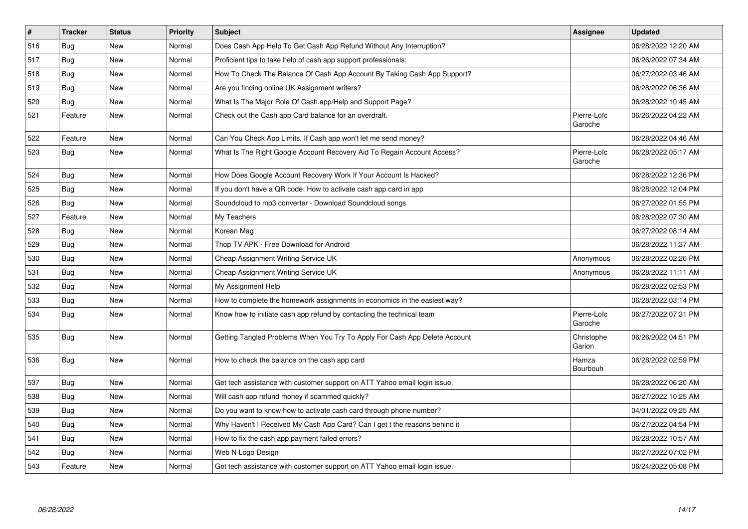| # | Tracker | Status | Priority | Subject | Assignee | Updated |
|---|---|---|---|---|---|---|
| 516 | Bug | New | Normal | Does Cash App Help To Get Cash App Refund Without Any Interruption? | | 06/28/2022 12:20 AM |
| 517 | Bug | New | Normal | Proficient tips to take help of cash app support professionals: | | 06/26/2022 07:34 AM |
| 518 | Bug | New | Normal | How To Check The Balance Of Cash App Account By Taking Cash App Support? | | 06/27/2022 03:46 AM |
| 519 | Bug | New | Normal | Are you finding online UK Assignment writers? | | 06/28/2022 06:36 AM |
| 520 | Bug | New | Normal | What Is The Major Role Of Cash.app/Help and Support Page? | | 06/28/2022 10:45 AM |
| 521 | Feature | New | Normal | Check out the Cash app Card balance for an overdraft. | Pierre-Loïc Garoche | 06/26/2022 04:22 AM |
| 522 | Feature | New | Normal | Can You Check App Limits, If Cash app won't let me send money? | | 06/28/2022 04:46 AM |
| 523 | Bug | New | Normal | What Is The Right Google Account Recovery Aid To Regain Account Access? | Pierre-Loïc Garoche | 06/28/2022 05:17 AM |
| 524 | Bug | New | Normal | How Does Google Account Recovery Work If Your Account Is Hacked? | | 06/28/2022 12:36 PM |
| 525 | Bug | New | Normal | If you don't have a QR code: How to activate cash app card in app | | 06/28/2022 12:04 PM |
| 526 | Bug | New | Normal | Soundcloud to mp3 converter - Download Soundcloud songs | | 06/27/2022 01:55 PM |
| 527 | Feature | New | Normal | My Teachers | | 06/28/2022 07:30 AM |
| 528 | Bug | New | Normal | Korean Mag | | 06/27/2022 08:14 AM |
| 529 | Bug | New | Normal | Thop TV APK - Free Download for Android | | 06/28/2022 11:37 AM |
| 530 | Bug | New | Normal | Cheap Assignment Writing Service UK | Anonymous | 06/28/2022 02:26 PM |
| 531 | Bug | New | Normal | Cheap Assignment Writing Service UK | Anonymous | 06/28/2022 11:11 AM |
| 532 | Bug | New | Normal | My Assignment Help | | 06/28/2022 02:53 PM |
| 533 | Bug | New | Normal | How to complete the homework assignments in economics in the easiest way? | | 06/28/2022 03:14 PM |
| 534 | Bug | New | Normal | Know how to initiate cash app refund by contacting the technical team | Pierre-Loïc Garoche | 06/27/2022 07:31 PM |
| 535 | Bug | New | Normal | Getting Tangled Problems When You Try To Apply For Cash App Delete Account | Christophe Garion | 06/26/2022 04:51 PM |
| 536 | Bug | New | Normal | How to check the balance on the cash app card | Hamza Bourbouh | 06/28/2022 02:59 PM |
| 537 | Bug | New | Normal | Get tech assistance with customer support on ATT Yahoo email login issue. | | 06/28/2022 06:20 AM |
| 538 | Bug | New | Normal | Will cash app refund money if scammed quickly? | | 06/27/2022 10:25 AM |
| 539 | Bug | New | Normal | Do you want to know how to activate cash card through phone number? | | 04/01/2022 09:25 AM |
| 540 | Bug | New | Normal | Why Haven't I Received My Cash App Card? Can I get t the reasons behind it | | 06/27/2022 04:54 PM |
| 541 | Bug | New | Normal | How to fix the cash app payment failed errors? | | 06/28/2022 10:57 AM |
| 542 | Bug | New | Normal | Web N Logo Design | | 06/27/2022 07:02 PM |
| 543 | Feature | New | Normal | Get tech assistance with customer support on ATT Yahoo email login issue. | | 06/24/2022 05:08 PM |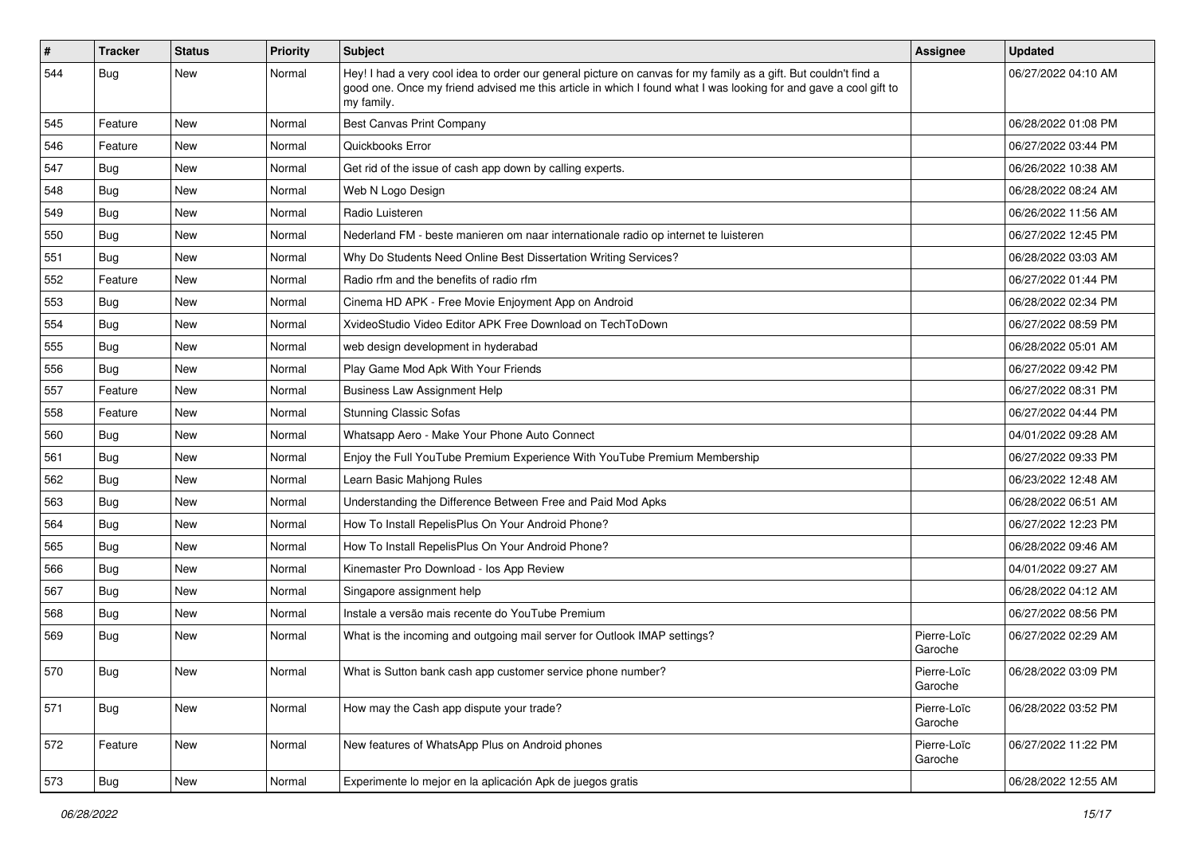| # | Tracker | Status | Priority | Subject | Assignee | Updated |
|---|---|---|---|---|---|---|
| 544 | Bug | New | Normal | Hey! I had a very cool idea to order our general picture on canvas for my family as a gift. But couldn't find a good one. Once my friend advised me this article in which I found what I was looking for and gave a cool gift to my family. | | 06/27/2022 04:10 AM |
| 545 | Feature | New | Normal | Best Canvas Print Company | | 06/28/2022 01:08 PM |
| 546 | Feature | New | Normal | Quickbooks Error | | 06/27/2022 03:44 PM |
| 547 | Bug | New | Normal | Get rid of the issue of cash app down by calling experts. | | 06/26/2022 10:38 AM |
| 548 | Bug | New | Normal | Web N Logo Design | | 06/28/2022 08:24 AM |
| 549 | Bug | New | Normal | Radio Luisteren | | 06/26/2022 11:56 AM |
| 550 | Bug | New | Normal | Nederland FM - beste manieren om naar internationale radio op internet te luisteren | | 06/27/2022 12:45 PM |
| 551 | Bug | New | Normal | Why Do Students Need Online Best Dissertation Writing Services? | | 06/28/2022 03:03 AM |
| 552 | Feature | New | Normal | Radio rfm and the benefits of radio rfm | | 06/27/2022 01:44 PM |
| 553 | Bug | New | Normal | Cinema HD APK - Free Movie Enjoyment App on Android | | 06/28/2022 02:34 PM |
| 554 | Bug | New | Normal | XvideoStudio Video Editor APK Free Download on TechToDown | | 06/27/2022 08:59 PM |
| 555 | Bug | New | Normal | web design development in hyderabad | | 06/28/2022 05:01 AM |
| 556 | Bug | New | Normal | Play Game Mod Apk With Your Friends | | 06/27/2022 09:42 PM |
| 557 | Feature | New | Normal | Business Law Assignment Help | | 06/27/2022 08:31 PM |
| 558 | Feature | New | Normal | Stunning Classic Sofas | | 06/27/2022 04:44 PM |
| 560 | Bug | New | Normal | Whatsapp Aero - Make Your Phone Auto Connect | | 04/01/2022 09:28 AM |
| 561 | Bug | New | Normal | Enjoy the Full YouTube Premium Experience With YouTube Premium Membership | | 06/27/2022 09:33 PM |
| 562 | Bug | New | Normal | Learn Basic Mahjong Rules | | 06/23/2022 12:48 AM |
| 563 | Bug | New | Normal | Understanding the Difference Between Free and Paid Mod Apks | | 06/28/2022 06:51 AM |
| 564 | Bug | New | Normal | How To Install RepelisPlus On Your Android Phone? | | 06/27/2022 12:23 PM |
| 565 | Bug | New | Normal | How To Install RepelisPlus On Your Android Phone? | | 06/28/2022 09:46 AM |
| 566 | Bug | New | Normal | Kinemaster Pro Download - Ios App Review | | 04/01/2022 09:27 AM |
| 567 | Bug | New | Normal | Singapore assignment help | | 06/28/2022 04:12 AM |
| 568 | Bug | New | Normal | Instale a versão mais recente do YouTube Premium | | 06/27/2022 08:56 PM |
| 569 | Bug | New | Normal | What is the incoming and outgoing mail server for Outlook IMAP settings? | Pierre-Loïc Garoche | 06/27/2022 02:29 AM |
| 570 | Bug | New | Normal | What is Sutton bank cash app customer service phone number? | Pierre-Loïc Garoche | 06/28/2022 03:09 PM |
| 571 | Bug | New | Normal | How may the Cash app dispute your trade? | Pierre-Loïc Garoche | 06/28/2022 03:52 PM |
| 572 | Feature | New | Normal | New features of WhatsApp Plus on Android phones | Pierre-Loïc Garoche | 06/27/2022 11:22 PM |
| 573 | Bug | New | Normal | Experimente lo mejor en la aplicación Apk de juegos gratis | | 06/28/2022 12:55 AM |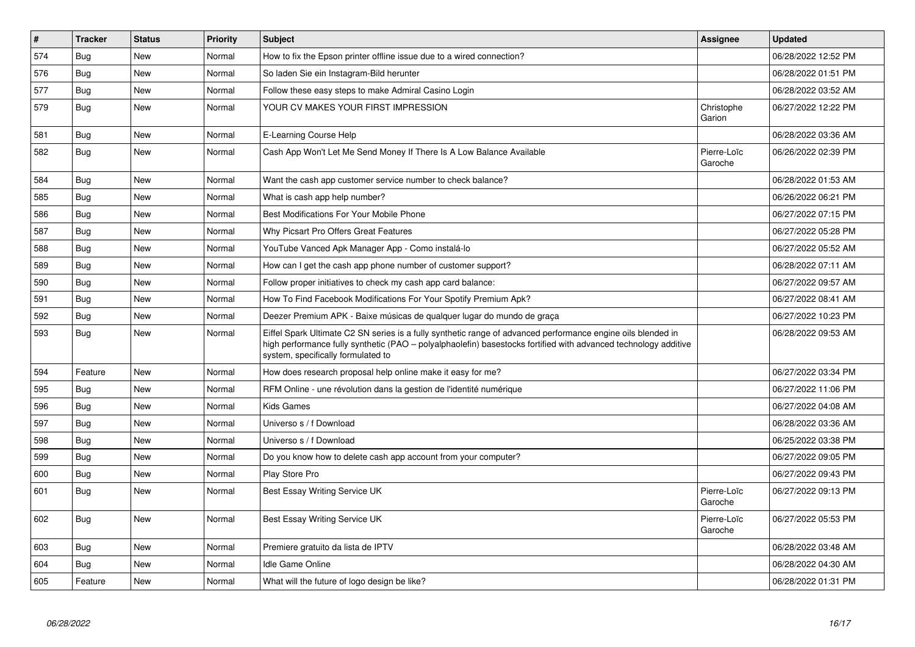| # | Tracker | Status | Priority | Subject | Assignee | Updated |
|---|---|---|---|---|---|---|
| 574 | Bug | New | Normal | How to fix the Epson printer offline issue due to a wired connection? | | 06/28/2022 12:52 PM |
| 576 | Bug | New | Normal | So laden Sie ein Instagram-Bild herunter | | 06/28/2022 01:51 PM |
| 577 | Bug | New | Normal | Follow these easy steps to make Admiral Casino Login | | 06/28/2022 03:52 AM |
| 579 | Bug | New | Normal | YOUR CV MAKES YOUR FIRST IMPRESSION | Christophe Garion | 06/27/2022 12:22 PM |
| 581 | Bug | New | Normal | E-Learning Course Help | | 06/28/2022 03:36 AM |
| 582 | Bug | New | Normal | Cash App Won't Let Me Send Money If There Is A Low Balance Available | Pierre-Loïc Garoche | 06/26/2022 02:39 PM |
| 584 | Bug | New | Normal | Want the cash app customer service number to check balance? | | 06/28/2022 01:53 AM |
| 585 | Bug | New | Normal | What is cash app help number? | | 06/26/2022 06:21 PM |
| 586 | Bug | New | Normal | Best Modifications For Your Mobile Phone | | 06/27/2022 07:15 PM |
| 587 | Bug | New | Normal | Why Picsart Pro Offers Great Features | | 06/27/2022 05:28 PM |
| 588 | Bug | New | Normal | YouTube Vanced Apk Manager App - Como instalá-lo | | 06/27/2022 05:52 AM |
| 589 | Bug | New | Normal | How can I get the cash app phone number of customer support? | | 06/28/2022 07:11 AM |
| 590 | Bug | New | Normal | Follow proper initiatives to check my cash app card balance: | | 06/27/2022 09:57 AM |
| 591 | Bug | New | Normal | How To Find Facebook Modifications For Your Spotify Premium Apk? | | 06/27/2022 08:41 AM |
| 592 | Bug | New | Normal | Deezer Premium APK - Baixe músicas de qualquer lugar do mundo de graça | | 06/27/2022 10:23 PM |
| 593 | Bug | New | Normal | Eiffel Spark Ultimate C2 SN series is a fully synthetic range of advanced performance engine oils blended in high performance fully synthetic (PAO – polyalphaolefin) basestocks fortified with advanced technology additive system, specifically formulated to | | 06/28/2022 09:53 AM |
| 594 | Feature | New | Normal | How does research proposal help online make it easy for me? | | 06/27/2022 03:34 PM |
| 595 | Bug | New | Normal | RFM Online - une révolution dans la gestion de l'identité numérique | | 06/27/2022 11:06 PM |
| 596 | Bug | New | Normal | Kids Games | | 06/27/2022 04:08 AM |
| 597 | Bug | New | Normal | Universo s / f Download | | 06/28/2022 03:36 AM |
| 598 | Bug | New | Normal | Universo s / f Download | | 06/25/2022 03:38 PM |
| 599 | Bug | New | Normal | Do you know how to delete cash app account from your computer? | | 06/27/2022 09:05 PM |
| 600 | Bug | New | Normal | Play Store Pro | | 06/27/2022 09:43 PM |
| 601 | Bug | New | Normal | Best Essay Writing Service UK | Pierre-Loïc Garoche | 06/27/2022 09:13 PM |
| 602 | Bug | New | Normal | Best Essay Writing Service UK | Pierre-Loïc Garoche | 06/27/2022 05:53 PM |
| 603 | Bug | New | Normal | Premiere gratuito da lista de IPTV | | 06/28/2022 03:48 AM |
| 604 | Bug | New | Normal | Idle Game Online | | 06/28/2022 04:30 AM |
| 605 | Feature | New | Normal | What will the future of logo design be like? | | 06/28/2022 01:31 PM |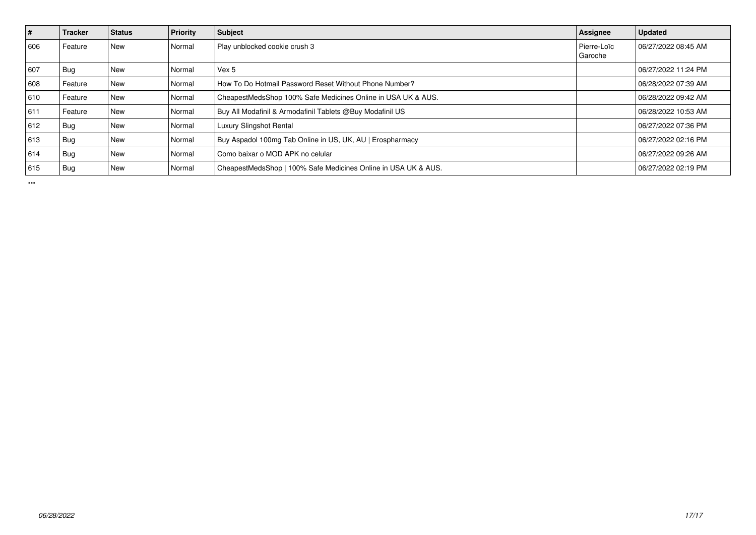| # | Tracker | Status | Priority | Subject | Assignee | Updated |
| --- | --- | --- | --- | --- | --- | --- |
| 606 | Feature | New | Normal | Play unblocked cookie crush 3 | Pierre-Loïc Garoche | 06/27/2022 08:45 AM |
| 607 | Bug | New | Normal | Vex 5 | | 06/27/2022 11:24 PM |
| 608 | Feature | New | Normal | How To Do Hotmail Password Reset Without Phone Number? | | 06/28/2022 07:39 AM |
| 610 | Feature | New | Normal | CheapestMedsShop 100% Safe Medicines Online in USA UK & AUS. | | 06/28/2022 09:42 AM |
| 611 | Feature | New | Normal | Buy All Modafinil & Armodafinil Tablets @Buy Modafinil US | | 06/28/2022 10:53 AM |
| 612 | Bug | New | Normal | Luxury Slingshot Rental | | 06/27/2022 07:36 PM |
| 613 | Bug | New | Normal | Buy Aspadol 100mg Tab Online in US, UK, AU \| Erospharmacy | | 06/27/2022 02:16 PM |
| 614 | Bug | New | Normal | Como baixar o MOD APK no celular | | 06/27/2022 09:26 AM |
| 615 | Bug | New | Normal | CheapestMedsShop \| 100% Safe Medicines Online in USA UK & AUS. | | 06/27/2022 02:19 PM |

...